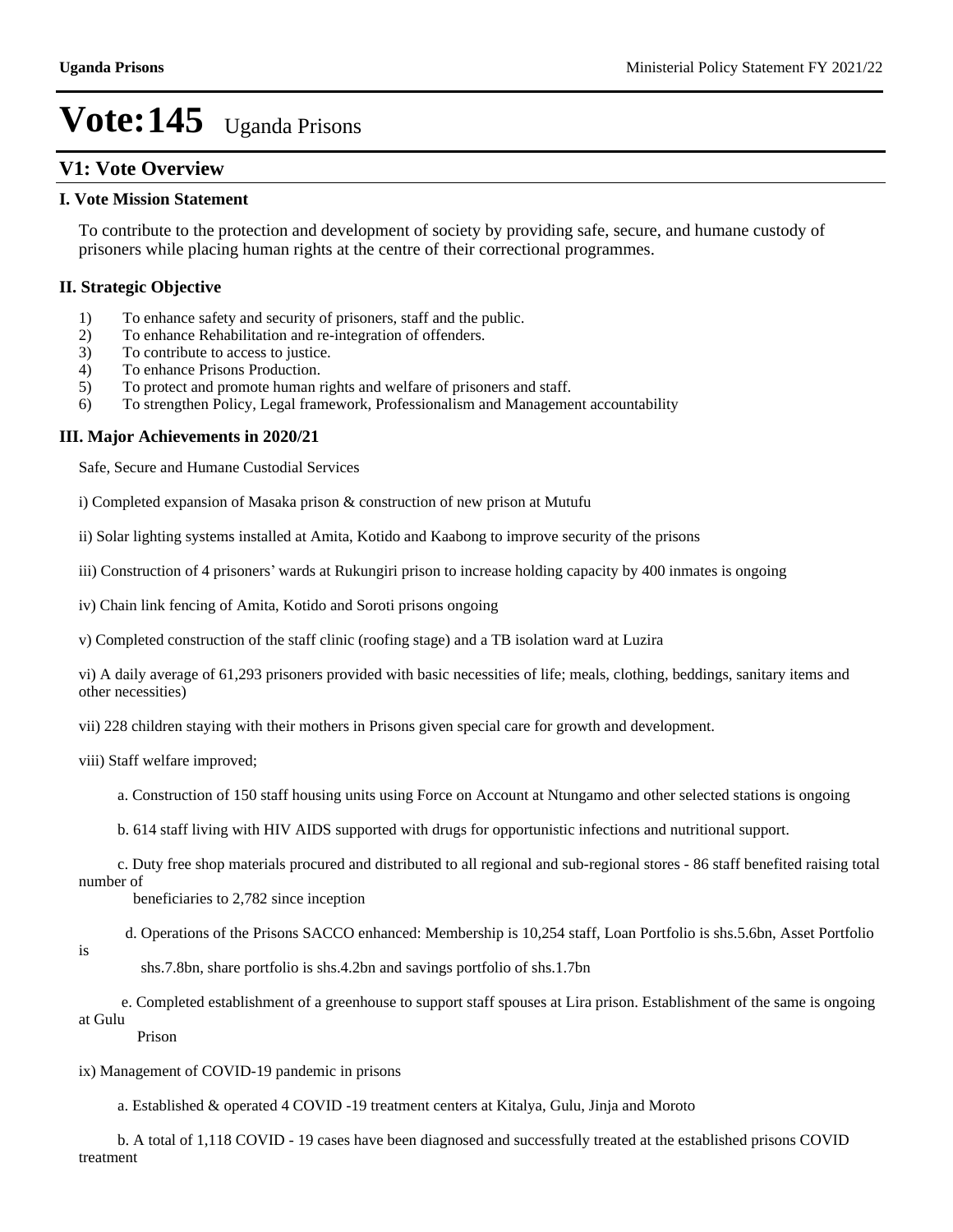# Vote:145 Uganda Prisons

## V1: Vote Overview

### I. Vote Mission Statement

To contribute to the protection and development of society by providing safe, secure, and humane custody of prisoners while placing human rights at the centre of their correctional programmes.

### II. Strategic Objective

1) To enhance safety and security of prisoners, staff and the public.
2) To enhance Rehabilitation and re-integration of offenders.
3) To contribute to access to justice.
4) To enhance Prisons Production.
5) To protect and promote human rights and welfare of prisoners and staff.
6) To strengthen Policy, Legal framework, Professionalism and Management accountability

### III. Major Achievements in 2020/21

Safe, Secure and Humane Custodial Services

i) Completed expansion of Masaka prison & construction of new prison at Mutufu

ii) Solar lighting systems installed at Amita, Kotido and Kaabong to improve security of the prisons

iii) Construction of 4 prisoners' wards at Rukungiri prison to increase holding capacity by 400 inmates is ongoing

iv) Chain link fencing of Amita, Kotido and Soroti prisons ongoing

v) Completed construction of the staff clinic (roofing stage) and a TB isolation ward at Luzira

vi) A daily average of 61,293 prisoners provided with basic necessities of life; meals, clothing, beddings, sanitary items and other necessities)

vii) 228 children staying with their mothers in Prisons given special care for growth and development.

viii) Staff welfare improved;

a. Construction of 150 staff housing units using Force on Account at Ntungamo and other selected stations is ongoing

b. 614 staff living with HIV AIDS supported with drugs for opportunistic infections and nutritional support.

c. Duty free shop materials procured and distributed to all regional and sub-regional stores - 86 staff benefited raising total number of beneficiaries to 2,782 since inception

d. Operations of the Prisons SACCO enhanced: Membership is 10,254 staff, Loan Portfolio is shs.5.6bn, Asset Portfolio is shs.7.8bn, share portfolio is shs.4.2bn and savings portfolio of shs.1.7bn

e. Completed establishment of a greenhouse to support staff spouses at Lira prison. Establishment of the same is ongoing at Gulu Prison

ix) Management of COVID-19 pandemic in prisons

a. Established & operated 4 COVID -19 treatment centers at Kitalya, Gulu, Jinja and Moroto

b. A total of 1,118 COVID - 19 cases have been diagnosed and successfully treated at the established prisons COVID treatment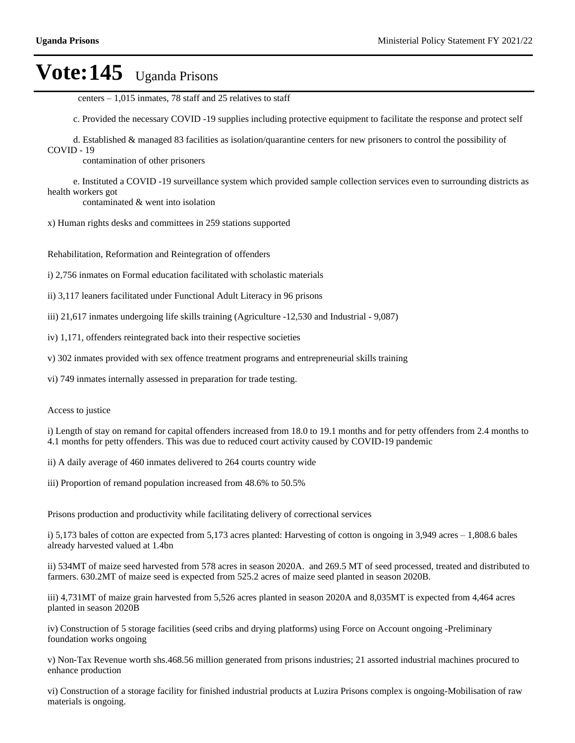centers – 1,015 inmates, 78 staff and 25 relatives to staff

c. Provided the necessary COVID -19 supplies including protective equipment to facilitate the response and protect self

d. Established & managed 83 facilities as isolation/quarantine centers for new prisoners to control the possibility of COVID - 19 contamination of other prisoners

e. Instituted a COVID -19 surveillance system which provided sample collection services even to surrounding districts as health workers got contaminated & went into isolation

x) Human rights desks and committees in 259 stations supported

Rehabilitation, Reformation and Reintegration of offenders

i) 2,756 inmates on Formal education facilitated with scholastic materials

ii) 3,117 leaners facilitated under Functional Adult Literacy in 96 prisons

iii) 21,617 inmates undergoing life skills training (Agriculture -12,530 and Industrial - 9,087)

iv) 1,171, offenders reintegrated back into their respective societies

v) 302 inmates provided with sex offence treatment programs and entrepreneurial skills training

vi) 749 inmates internally assessed in preparation for trade testing.

Access to justice

i) Length of stay on remand for capital offenders increased from 18.0 to 19.1 months and for petty offenders from 2.4 months to 4.1 months for petty offenders. This was due to reduced court activity caused by COVID-19 pandemic

ii) A daily average of 460 inmates delivered to 264 courts country wide

iii) Proportion of remand population increased from 48.6% to 50.5%

Prisons production and productivity while facilitating delivery of correctional services

i) 5,173 bales of cotton are expected from 5,173 acres planted: Harvesting of cotton is ongoing in 3,949 acres – 1,808.6 bales already harvested valued at 1.4bn

ii) 534MT of maize seed harvested from 578 acres in season 2020A. and 269.5 MT of seed processed, treated and distributed to farmers. 630.2MT of maize seed is expected from 525.2 acres of maize seed planted in season 2020B.

iii) 4,731MT of maize grain harvested from 5,526 acres planted in season 2020A and 8,035MT is expected from 4,464 acres planted in season 2020B

iv) Construction of 5 storage facilities (seed cribs and drying platforms) using Force on Account ongoing -Preliminary foundation works ongoing

v) Non-Tax Revenue worth shs.468.56 million generated from prisons industries; 21 assorted industrial machines procured to enhance production

vi) Construction of a storage facility for finished industrial products at Luzira Prisons complex is ongoing-Mobilisation of raw materials is ongoing.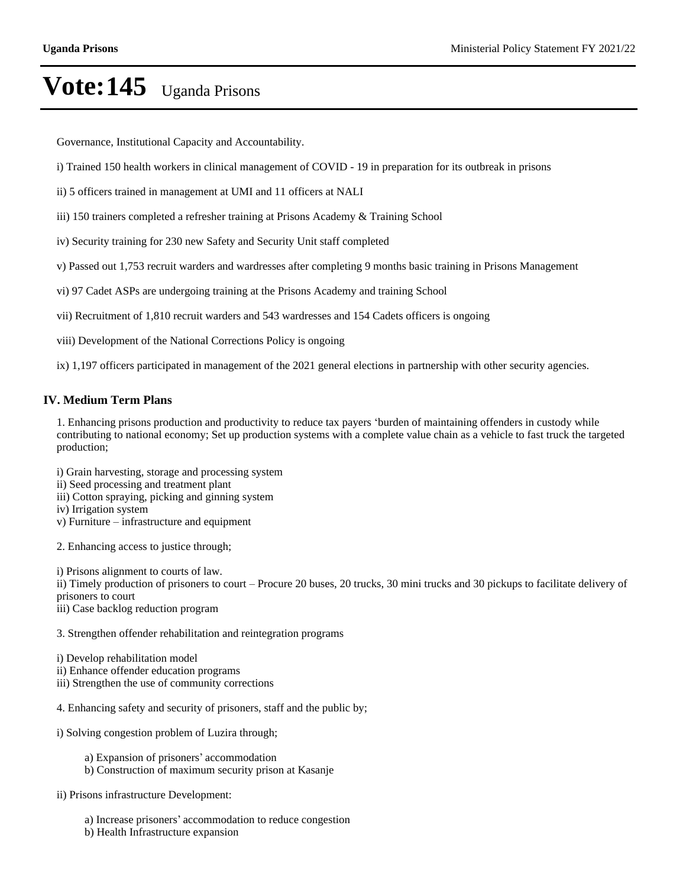# Vote:145 Uganda Prisons

Governance, Institutional Capacity and Accountability.

i) Trained 150 health workers in clinical management of COVID - 19 in preparation for its outbreak in prisons

ii) 5 officers trained in management at UMI and 11 officers at NALI

iii) 150 trainers completed a refresher training at Prisons Academy & Training School

iv) Security training for 230 new Safety and Security Unit staff completed

v) Passed out 1,753 recruit warders and wardresses after completing 9 months basic training in Prisons Management

vi) 97 Cadet ASPs are undergoing training at the Prisons Academy and training School

vii) Recruitment of 1,810 recruit warders and 543 wardresses and 154 Cadets officers is ongoing

viii) Development of the National Corrections Policy is ongoing

ix) 1,197 officers participated in management of the 2021 general elections in partnership with other security agencies.

## IV. Medium Term Plans

1. Enhancing prisons production and productivity to reduce tax payers 'burden of maintaining offenders in custody while contributing to national economy; Set up production systems with a complete value chain as a vehicle to fast truck the targeted production;

i) Grain harvesting, storage and processing system
ii) Seed processing and treatment plant
iii) Cotton spraying, picking and ginning system
iv) Irrigation system
v) Furniture – infrastructure and equipment

2. Enhancing access to justice through;

i) Prisons alignment to courts of law.
ii) Timely production of prisoners to court – Procure 20 buses, 20 trucks, 30 mini trucks and 30 pickups to facilitate delivery of prisoners to court
iii) Case backlog reduction program

3. Strengthen offender rehabilitation and reintegration programs

i) Develop rehabilitation model
ii) Enhance offender education programs
iii) Strengthen the use of community corrections

4. Enhancing safety and security of prisoners, staff and the public by;

i) Solving congestion problem of Luzira through;

a) Expansion of prisoners' accommodation
b) Construction of maximum security prison at Kasanje

ii) Prisons infrastructure Development:

a) Increase prisoners' accommodation to reduce congestion
b) Health Infrastructure expansion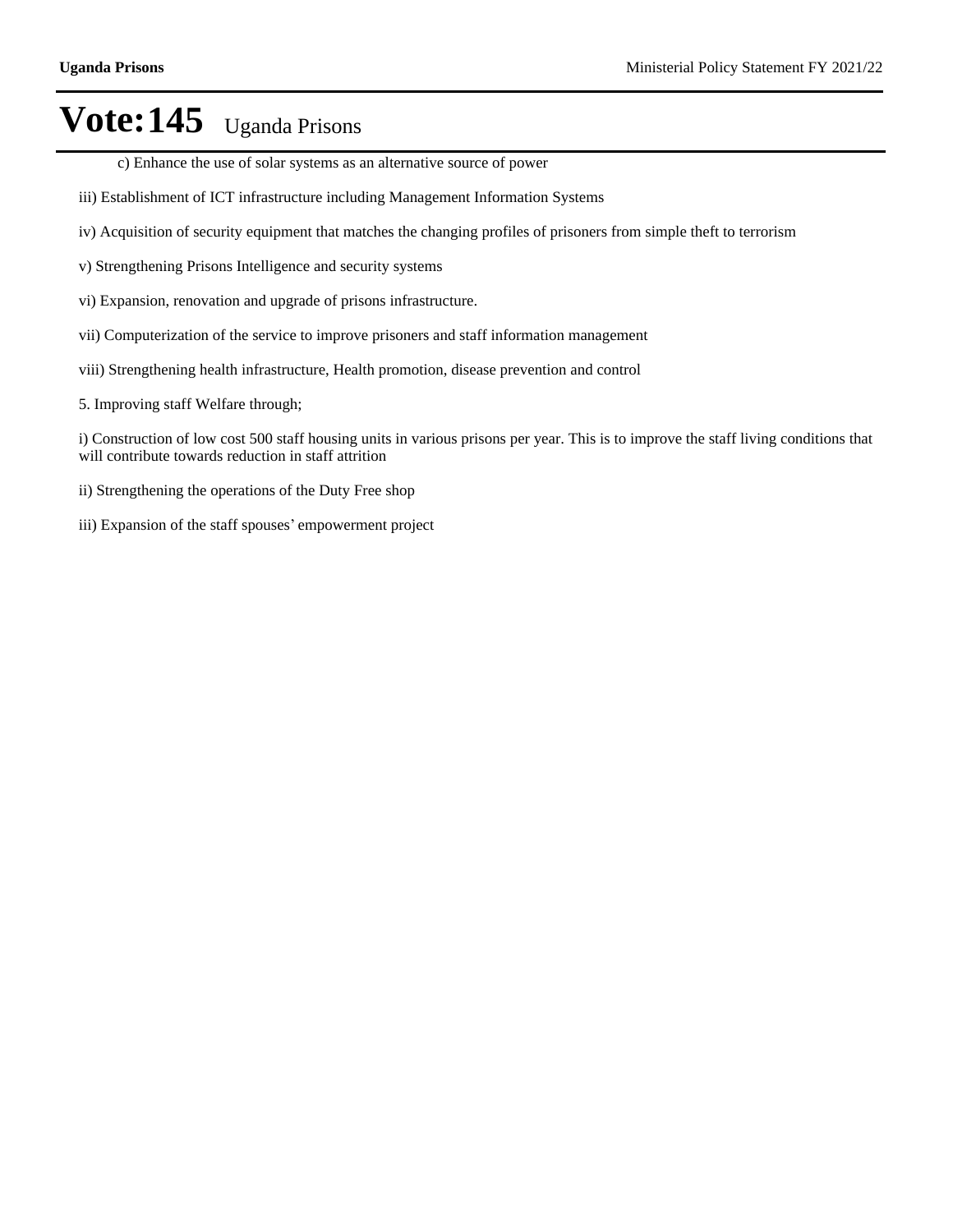# Vote:145 Uganda Prisons

c) Enhance the use of solar systems as an alternative source of power

iii) Establishment of ICT infrastructure including Management Information Systems

iv) Acquisition of security equipment that matches the changing profiles of prisoners from simple theft to terrorism

v) Strengthening Prisons Intelligence and security systems

vi) Expansion, renovation and upgrade of prisons infrastructure.

vii) Computerization of the service to improve prisoners and staff information management

viii) Strengthening health infrastructure, Health promotion, disease prevention and control

5. Improving staff Welfare through;

i) Construction of low cost 500 staff housing units in various prisons per year. This is to improve the staff living conditions that will contribute towards reduction in staff attrition

ii) Strengthening the operations of the Duty Free shop

iii) Expansion of the staff spouses' empowerment project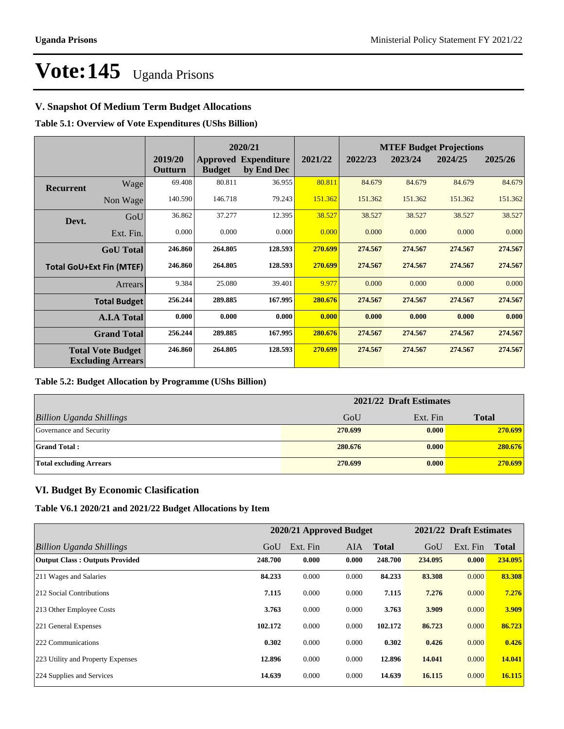# Vote:145 Uganda Prisons

## V. Snapshot Of Medium Term Budget Allocations

**Table 5.1: Overview of Vote Expenditures (UShs Billion)**

| | | | 2020/21 | | | MTEF Budget Projections | | | |
|---|---|---|---|---|---|---|---|---|---|
| | | 2019/20 Outturn | Approved Budget | Expenditure by End Dec | 2021/22 | 2022/23 | 2023/24 | 2024/25 | 2025/26 |
| **Recurrent** | Wage | 69.408 | 80.811 | 36.955 | 80.811 | 84.679 | 84.679 | 84.679 | 84.679 |
| | Non Wage | 140.590 | 146.718 | 79.243 | 151.362 | 151.362 | 151.362 | 151.362 | 151.362 |
| **Devt.** | GoU | 36.862 | 37.277 | 12.395 | 38.527 | 38.527 | 38.527 | 38.527 | 38.527 |
| | Ext. Fin. | 0.000 | 0.000 | 0.000 | 0.000 | 0.000 | 0.000 | 0.000 | 0.000 |
| | **GoU Total** | **246.860** | **264.805** | **128.593** | **270.699** | **274.567** | **274.567** | **274.567** | **274.567** |
| **Total GoU+Ext Fin (MTEF)** | | **246.860** | **264.805** | **128.593** | **270.699** | **274.567** | **274.567** | **274.567** | **274.567** |
| | Arrears | 9.384 | 25.080 | 39.401 | 9.977 | 0.000 | 0.000 | 0.000 | 0.000 |
| | **Total Budget** | **256.244** | **289.885** | **167.995** | **280.676** | **274.567** | **274.567** | **274.567** | **274.567** |
| | **A.I.A Total** | **0.000** | **0.000** | **0.000** | **0.000** | **0.000** | **0.000** | **0.000** | **0.000** |
| | **Grand Total** | **256.244** | **289.885** | **167.995** | **280.676** | **274.567** | **274.567** | **274.567** | **274.567** |
| **Total Vote Budget Excluding Arrears** | | **246.860** | **264.805** | **128.593** | **270.699** | **274.567** | **274.567** | **274.567** | **274.567** |

**Table 5.2: Budget Allocation by Programme (UShs Billion)**

| | 2021/22 Draft Estimates | | |
|---|---|---|---|
| *Billion Uganda Shillings* | GoU | Ext. Fin | **Total** |
| Governance and Security | **270.699** | **0.000** | **270.699** |
| **Grand Total :** | **280.676** | **0.000** | **280.676** |
| **Total excluding Arrears** | **270.699** | **0.000** | **270.699** |

## VI. Budget By Economic Clasification

**Table V6.1 2020/21 and 2021/22 Budget Allocations by Item**

| | 2020/21 Approved Budget | | | | 2021/22 Draft Estimates | | |
|---|---|---|---|---|---|---|---|
| *Billion Uganda Shillings* | GoU | Ext. Fin | AIA | **Total** | GoU | Ext. Fin | **Total** |
| **Output Class : Outputs Provided** | **248.700** | **0.000** | **0.000** | **248.700** | **234.095** | **0.000** | **234.095** |
| 211 Wages and Salaries | **84.233** | 0.000 | 0.000 | **84.233** | **83.308** | 0.000 | **83.308** |
| 212 Social Contributions | **7.115** | 0.000 | 0.000 | **7.115** | **7.276** | 0.000 | **7.276** |
| 213 Other Employee Costs | **3.763** | 0.000 | 0.000 | **3.763** | **3.909** | 0.000 | **3.909** |
| 221 General Expenses | **102.172** | 0.000 | 0.000 | **102.172** | **86.723** | 0.000 | **86.723** |
| 222 Communications | **0.302** | 0.000 | 0.000 | **0.302** | **0.426** | 0.000 | **0.426** |
| 223 Utility and Property Expenses | **12.896** | 0.000 | 0.000 | **12.896** | **14.041** | 0.000 | **14.041** |
| 224 Supplies and Services | **14.639** | 0.000 | 0.000 | **14.639** | **16.115** | 0.000 | **16.115** |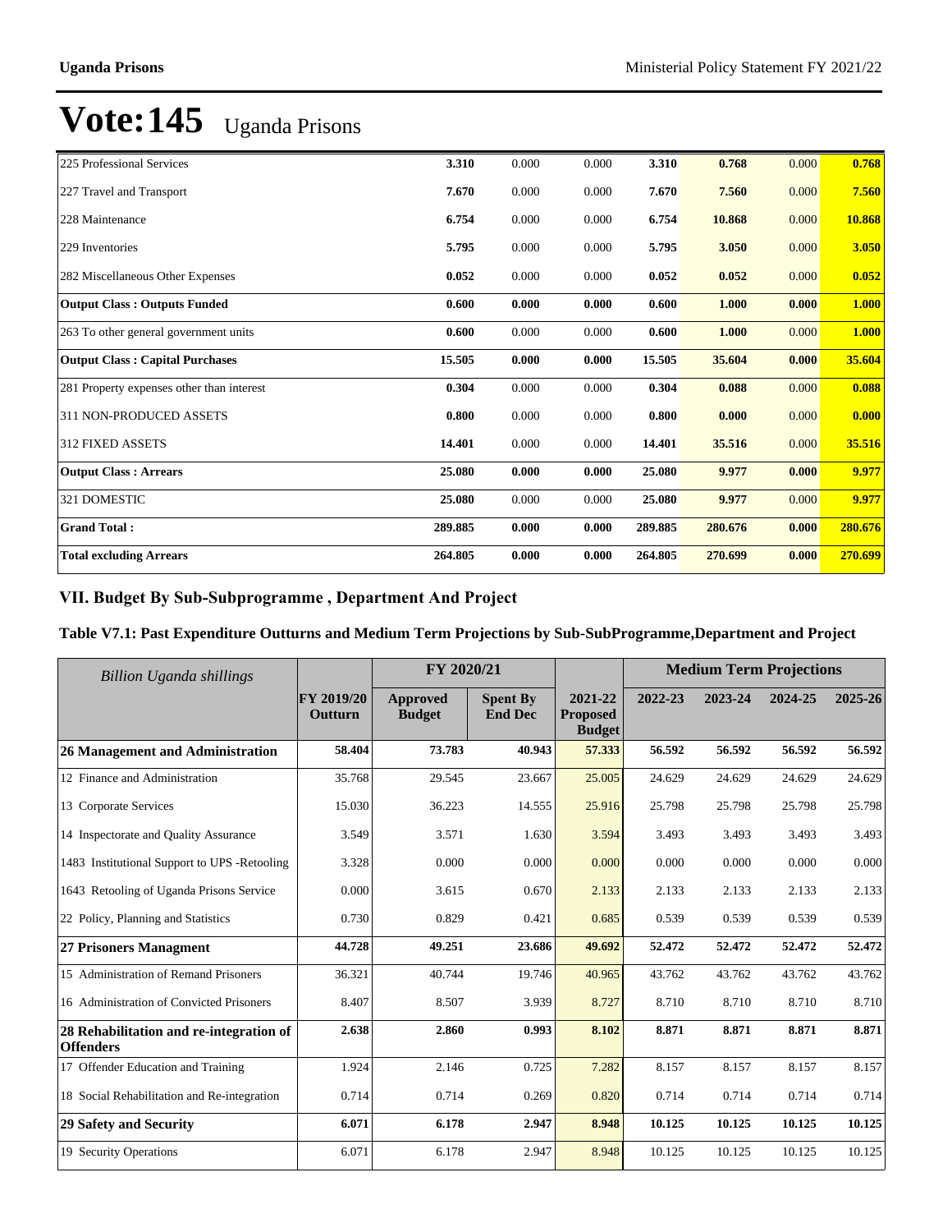# Vote:145 Uganda Prisons

| | | | | | | | |
|---|---|---|---|---|---|---|---|
| 225 Professional Services | **3.310** | 0.000 | 0.000 | **3.310** | **0.768** | 0.000 | **0.768** |
| 227 Travel and Transport | **7.670** | 0.000 | 0.000 | **7.670** | **7.560** | 0.000 | **7.560** |
| 228 Maintenance | **6.754** | 0.000 | 0.000 | **6.754** | **10.868** | 0.000 | **10.868** |
| 229 Inventories | **5.795** | 0.000 | 0.000 | **5.795** | **3.050** | 0.000 | **3.050** |
| 282 Miscellaneous Other Expenses | **0.052** | 0.000 | 0.000 | **0.052** | **0.052** | 0.000 | **0.052** |
| **Output Class : Outputs Funded** | **0.600** | **0.000** | **0.000** | **0.600** | **1.000** | **0.000** | **1.000** |
| 263 To other general government units | **0.600** | 0.000 | 0.000 | **0.600** | **1.000** | 0.000 | **1.000** |
| **Output Class : Capital Purchases** | **15.505** | **0.000** | **0.000** | **15.505** | **35.604** | **0.000** | **35.604** |
| 281 Property expenses other than interest | **0.304** | 0.000 | 0.000 | **0.304** | **0.088** | 0.000 | **0.088** |
| 311 NON-PRODUCED ASSETS | **0.800** | 0.000 | 0.000 | **0.800** | **0.000** | 0.000 | **0.000** |
| 312 FIXED ASSETS | **14.401** | 0.000 | 0.000 | **14.401** | **35.516** | 0.000 | **35.516** |
| **Output Class : Arrears** | **25.080** | **0.000** | **0.000** | **25.080** | **9.977** | **0.000** | **9.977** |
| 321 DOMESTIC | **25.080** | 0.000 | 0.000 | **25.080** | **9.977** | 0.000 | **9.977** |
| **Grand Total :** | **289.885** | **0.000** | **0.000** | **289.885** | **280.676** | **0.000** | **280.676** |
| **Total excluding Arrears** | **264.805** | **0.000** | **0.000** | **264.805** | **270.699** | **0.000** | **270.699** |

## VII. Budget By Sub-Subprogramme , Department And Project

### Table V7.1: Past Expenditure Outturns and Medium Term Projections by Sub-SubProgramme,Department and Project

| *Billion Uganda shillings* | | FY 2020/21 | | | Medium Term Projections | | | |
|---|---|---|---|---|---|---|---|---|
| | **FY 2019/20 Outturn** | **Approved Budget** | **Spent By End Dec** | **2021-22 Proposed Budget** | **2022-23** | **2023-24** | **2024-25** | **2025-26** |
| **26 Management and Administration** | **58.404** | **73.783** | **40.943** | **57.333** | **56.592** | **56.592** | **56.592** | **56.592** |
| 12 Finance and Administration | 35.768 | 29.545 | 23.667 | 25.005 | 24.629 | 24.629 | 24.629 | 24.629 |
| 13 Corporate Services | 15.030 | 36.223 | 14.555 | 25.916 | 25.798 | 25.798 | 25.798 | 25.798 |
| 14 Inspectorate and Quality Assurance | 3.549 | 3.571 | 1.630 | 3.594 | 3.493 | 3.493 | 3.493 | 3.493 |
| 1483 Institutional Support to UPS -Retooling | 3.328 | 0.000 | 0.000 | 0.000 | 0.000 | 0.000 | 0.000 | 0.000 |
| 1643 Retooling of Uganda Prisons Service | 0.000 | 3.615 | 0.670 | 2.133 | 2.133 | 2.133 | 2.133 | 2.133 |
| 22 Policy, Planning and Statistics | 0.730 | 0.829 | 0.421 | 0.685 | 0.539 | 0.539 | 0.539 | 0.539 |
| **27 Prisoners Managment** | **44.728** | **49.251** | **23.686** | **49.692** | **52.472** | **52.472** | **52.472** | **52.472** |
| 15 Administration of Remand Prisoners | 36.321 | 40.744 | 19.746 | 40.965 | 43.762 | 43.762 | 43.762 | 43.762 |
| 16 Administration of Convicted Prisoners | 8.407 | 8.507 | 3.939 | 8.727 | 8.710 | 8.710 | 8.710 | 8.710 |
| **28 Rehabilitation and re-integration of Offenders** | **2.638** | **2.860** | **0.993** | **8.102** | **8.871** | **8.871** | **8.871** | **8.871** |
| 17 Offender Education and Training | 1.924 | 2.146 | 0.725 | 7.282 | 8.157 | 8.157 | 8.157 | 8.157 |
| 18 Social Rehabilitation and Re-integration | 0.714 | 0.714 | 0.269 | 0.820 | 0.714 | 0.714 | 0.714 | 0.714 |
| **29 Safety and Security** | **6.071** | **6.178** | **2.947** | **8.948** | **10.125** | **10.125** | **10.125** | **10.125** |
| 19 Security Operations | 6.071 | 6.178 | 2.947 | 8.948 | 10.125 | 10.125 | 10.125 | 10.125 |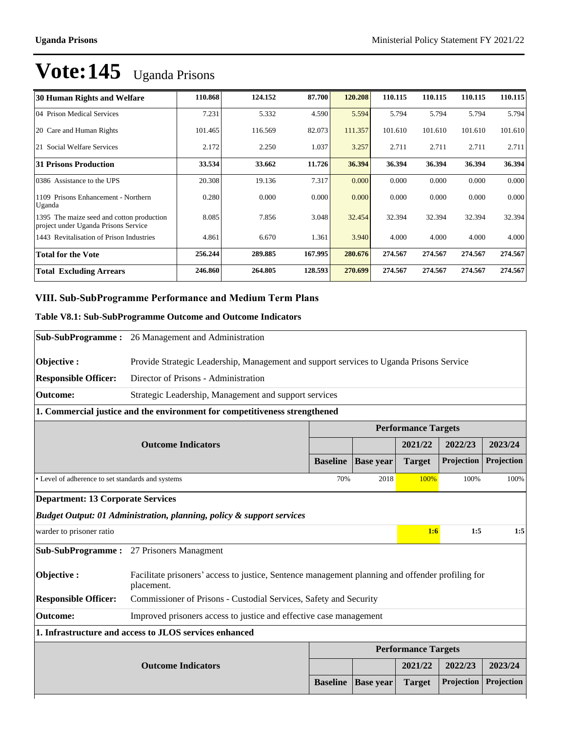# Vote:145 Uganda Prisons

| | | | | | | | | |
|---|---|---|---|---|---|---|---|---|
| **30 Human Rights and Welfare** | **110.868** | **124.152** | **87.700** | **120.208** | **110.115** | **110.115** | **110.115** | **110.115** |
| 04 Prison Medical Services | 7.231 | 5.332 | 4.590 | 5.594 | 5.794 | 5.794 | 5.794 | 5.794 |
| 20 Care and Human Rights | 101.465 | 116.569 | 82.073 | 111.357 | 101.610 | 101.610 | 101.610 | 101.610 |
| 21 Social Welfare Services | 2.172 | 2.250 | 1.037 | 3.257 | 2.711 | 2.711 | 2.711 | 2.711 |
| **31 Prisons Production** | **33.534** | **33.662** | **11.726** | **36.394** | **36.394** | **36.394** | **36.394** | **36.394** |
| 0386 Assistance to the UPS | 20.308 | 19.136 | 7.317 | 0.000 | 0.000 | 0.000 | 0.000 | 0.000 |
| 1109 Prisons Enhancement - Northern Uganda | 0.280 | 0.000 | 0.000 | 0.000 | 0.000 | 0.000 | 0.000 | 0.000 |
| 1395 The maize seed and cotton production project under Uganda Prisons Service | 8.085 | 7.856 | 3.048 | 32.454 | 32.394 | 32.394 | 32.394 | 32.394 |
| 1443 Revitalisation of Prison Industries | 4.861 | 6.670 | 1.361 | 3.940 | 4.000 | 4.000 | 4.000 | 4.000 |
| **Total for the Vote** | **256.244** | **289.885** | **167.995** | **280.676** | **274.567** | **274.567** | **274.567** | **274.567** |
| **Total Excluding Arrears** | **246.860** | **264.805** | **128.593** | **270.699** | **274.567** | **274.567** | **274.567** | **274.567** |

## VIII. Sub-SubProgramme Performance and Medium Term Plans

### Table V8.1: Sub-SubProgramme Outcome and Outcome Indicators

**Sub-SubProgramme :** 26 Management and Administration

**Objective :** Provide Strategic Leadership, Management and support services to Uganda Prisons Service

**Responsible Officer:** Director of Prisons - Administration

**Outcome:** Strategic Leadership, Management and support services

**1. Commercial justice and the environment for competitiveness strengthened**

| Outcome Indicators | Performance Targets | | | | |
|---|---|---|---|---|---|
| | | | 2021/22 | 2022/23 | 2023/24 |
| | Baseline | Base year | Target | Projection | Projection |
| • Level of adherence to set standards and systems | 70% | 2018 | 100% | 100% | 100% |

**Department: 13 Corporate Services**

***Budget Output: 01 Administration, planning, policy & support services***

| | | | | | |
|---|---|---|---|---|---|
| warder to prisoner ratio | | | 1:6 | 1:5 | 1:5 |

**Sub-SubProgramme :** 27 Prisoners Managment

**Objective :** Facilitate prisoners' access to justice, Sentence management planning and offender profiling for placement.

**Responsible Officer:** Commissioner of Prisons - Custodial Services, Safety and Security

**Outcome:** Improved prisoners access to justice and effective case management

**1. Infrastructure and access to JLOS services enhanced**

| Outcome Indicators | Performance Targets | | | | |
|---|---|---|---|---|---|
| | | | 2021/22 | 2022/23 | 2023/24 |
| | Baseline | Base year | Target | Projection | Projection |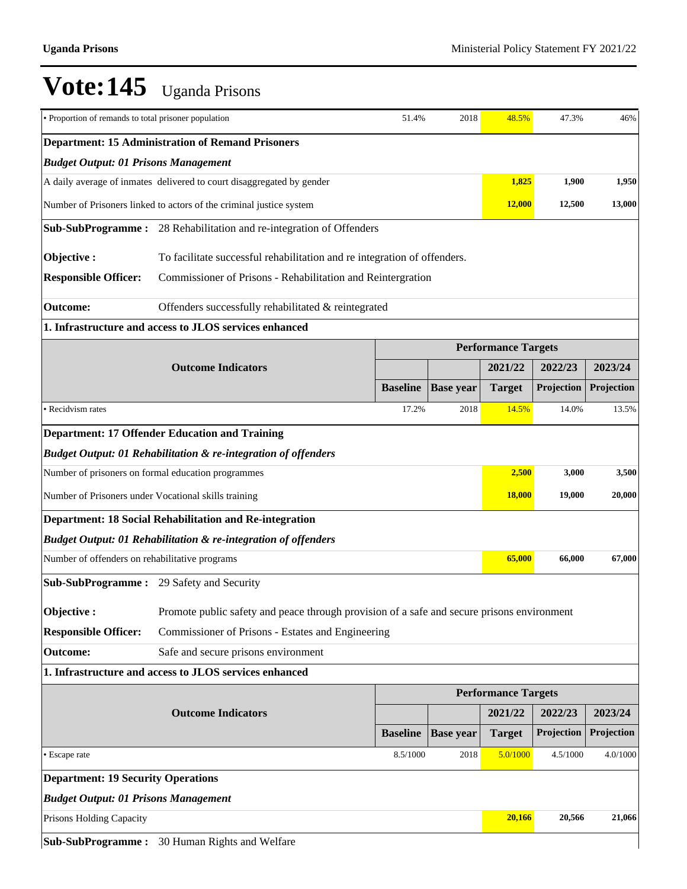# Vote:145 Uganda Prisons

| | | | | | |
|---|---|---|---|---|---|
| • Proportion of remands to total prisoner population | 51.4% | 2018 | 48.5% | 47.3% | 46% |

**Department: 15 Administration of Remand Prisoners**

***Budget Output: 01 Prisons Management***

| | | | |
|---|---|---|---|
| A daily average of inmates delivered to court disaggregated by gender | **1,825** | **1,900** | **1,950** |
| Number of Prisoners linked to actors of the criminal justice system | **12,000** | **12,500** | **13,000** |

**Sub-SubProgramme :** 28 Rehabilitation and re-integration of Offenders

**Objective :** To facilitate successful rehabilitation and re integration of offenders.

**Responsible Officer:** Commissioner of Prisons - Rehabilitation and Reintergration

**Outcome:** Offenders successfully rehabilitated & reintegrated

**1. Infrastructure and access to JLOS services enhanced**

| Outcome Indicators | Performance Targets | | | | |
|---|---|---|---|---|---|
| | | | 2021/22 | 2022/23 | 2023/24 |
| | Baseline | Base year | Target | Projection | Projection |
| • Recidvism rates | 17.2% | 2018 | 14.5% | 14.0% | 13.5% |

**Department: 17 Offender Education and Training**

***Budget Output: 01 Rehabilitation & re-integration of offenders***

| | | | |
|---|---|---|---|
| Number of prisoners on formal education programmes | **2,500** | **3,000** | **3,500** |
| Number of Prisoners under Vocational skills training | **18,000** | **19,000** | **20,000** |

**Department: 18 Social Rehabilitation and Re-integration**

***Budget Output: 01 Rehabilitation & re-integration of offenders***

| | | | |
|---|---|---|---|
| Number of offenders on rehabilitative programs | **65,000** | **66,000** | **67,000** |

**Sub-SubProgramme :** 29 Safety and Security

**Objective :** Promote public safety and peace through provision of a safe and secure prisons environment

**Responsible Officer:** Commissioner of Prisons - Estates and Engineering

**Outcome:** Safe and secure prisons environment

**1. Infrastructure and access to JLOS services enhanced**

| Outcome Indicators | Performance Targets | | | | |
|---|---|---|---|---|---|
| | | | 2021/22 | 2022/23 | 2023/24 |
| | Baseline | Base year | Target | Projection | Projection |
| • Escape rate | 8.5/1000 | 2018 | 5.0/1000 | 4.5/1000 | 4.0/1000 |

**Department: 19 Security Operations**

***Budget Output: 01 Prisons Management***

| | | | |
|---|---|---|---|
| Prisons Holding Capacity | **20,166** | **20,566** | **21,066** |

**Sub-SubProgramme :** 30 Human Rights and Welfare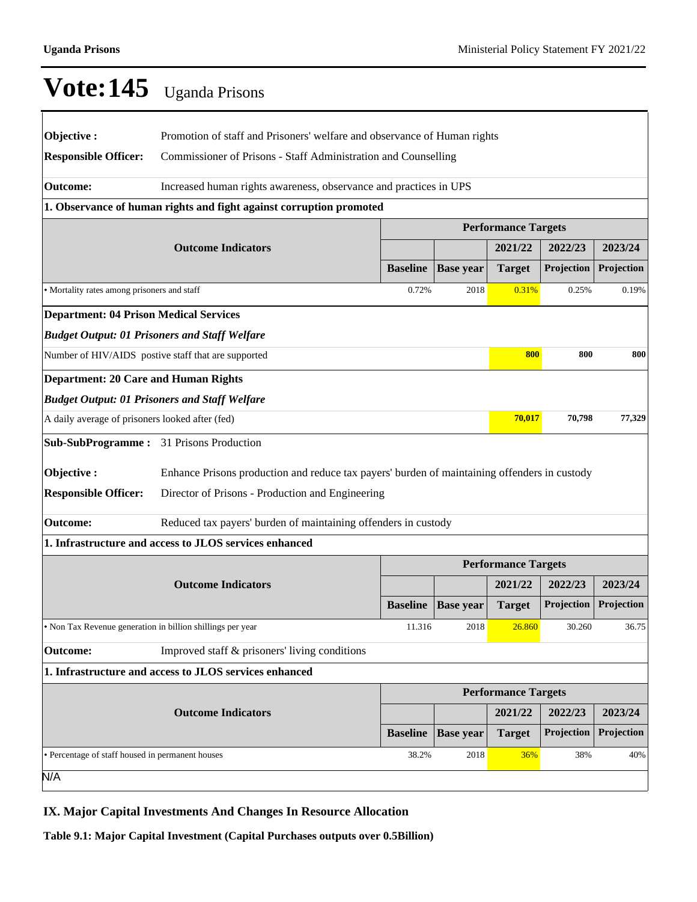# Vote:145 Uganda Prisons

**Objective :** Promotion of staff and Prisoners' welfare and observance of Human rights

**Responsible Officer:** Commissioner of Prisons - Staff Administration and Counselling

**Outcome:** Increased human rights awareness, observance and practices in UPS

**1. Observance of human rights and fight against corruption promoted**

| Outcome Indicators | Performance Targets | | | | |
|---|---|---|---|---|---|
| | | | 2021/22 | 2022/23 | 2023/24 |
| | Baseline | Base year | Target | Projection | Projection |
| • Mortality rates among prisoners and staff | 0.72% | 2018 | 0.31% | 0.25% | 0.19% |

**Department: 04 Prison Medical Services**

***Budget Output: 01 Prisoners and Staff Welfare***

| | 2021/22 | 2022/23 | 2023/24 |
|---|---|---|---|
| Number of HIV/AIDS postive staff that are supported | 800 | 800 | 800 |

**Department: 20 Care and Human Rights**

***Budget Output: 01 Prisoners and Staff Welfare***

| | 2021/22 | 2022/23 | 2023/24 |
|---|---|---|---|
| A daily average of prisoners looked after (fed) | 70,017 | 70,798 | 77,329 |

**Sub-SubProgramme :** 31 Prisons Production

**Objective :** Enhance Prisons production and reduce tax payers' burden of maintaining offenders in custody

**Responsible Officer:** Director of Prisons - Production and Engineering

**Outcome:** Reduced tax payers' burden of maintaining offenders in custody

**1. Infrastructure and access to JLOS services enhanced**

| Outcome Indicators | Performance Targets | | | | |
|---|---|---|---|---|---|
| | | | 2021/22 | 2022/23 | 2023/24 |
| | Baseline | Base year | Target | Projection | Projection |
| • Non Tax Revenue generation in billion shillings per year | 11.316 | 2018 | 26.860 | 30.260 | 36.75 |

**Outcome:** Improved staff & prisoners' living conditions

**1. Infrastructure and access to JLOS services enhanced**

| Outcome Indicators | Performance Targets | | | | |
|---|---|---|---|---|---|
| | | | 2021/22 | 2022/23 | 2023/24 |
| | Baseline | Base year | Target | Projection | Projection |
| • Percentage of staff housed in permanent houses | 38.2% | 2018 | 36% | 38% | 40% |

N/A

## IX. Major Capital Investments And Changes In Resource Allocation

**Table 9.1: Major Capital Investment (Capital Purchases outputs over 0.5Billion)**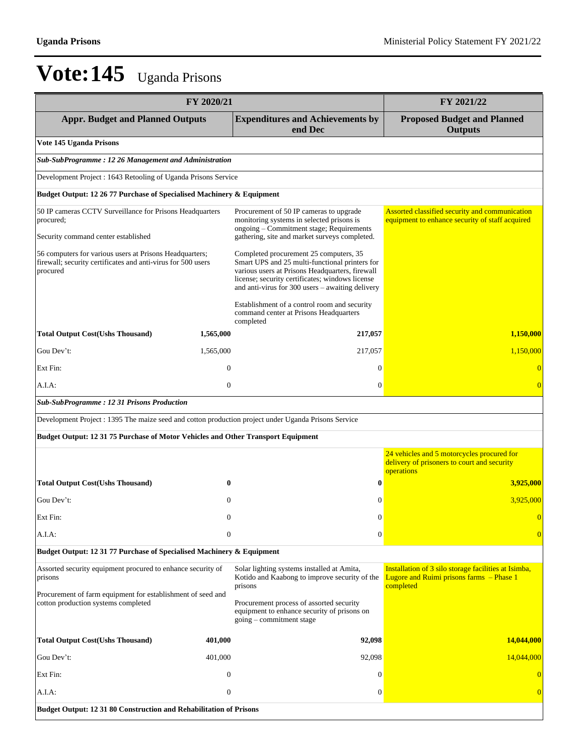# Vote:145 Uganda Prisons

| FY 2020/21 | | | FY 2021/22 |
|---|---|---|---|
| **Appr. Budget and Planned Outputs** | | **Expenditures and Achievements by end Dec** | **Proposed Budget and Planned Outputs** |
| **Vote 145 Uganda Prisons** | | | |
| ***Sub-SubProgramme : 12 26 Management and Administration*** | | | |
| Development Project : 1643 Retooling of Uganda Prisons Service | | | |
| **Budget Output: 12 26 77 Purchase of Specialised Machinery & Equipment** | | | |
| 50 IP cameras CCTV Surveillance for Prisons Headquarters procured;<br><br>Security command center established<br><br>56 computers for various users at Prisons Headquarters; firewall; security certificates and anti-virus for 500 users procured | | Procurement of 50 IP cameras to upgrade monitoring systems in selected prisons is ongoing – Commitment stage; Requirements gathering, site and market surveys completed.<br><br>Completed procurement 25 computers, 35 Smart UPS and 25 multi-functional printers for various users at Prisons Headquarters, firewall license; security certificates; windows license and anti-virus for 300 users – awaiting delivery<br><br>Establishment of a control room and security command center at Prisons Headquarters completed | Assorted classified security and communication equipment to enhance security of staff acquired |
| **Total Output Cost(Ushs Thousand)** | **1,565,000** | **217,057** | **1,150,000** |
| Gou Dev't: | 1,565,000 | 217,057 | 1,150,000 |
| Ext Fin: | 0 | 0 | 0 |
| A.I.A: | 0 | 0 | 0 |
| ***Sub-SubProgramme : 12 31 Prisons Production*** | | | |
| Development Project : 1395 The maize seed and cotton production project under Uganda Prisons Service | | | |
| **Budget Output: 12 31 75 Purchase of Motor Vehicles and Other Transport Equipment** | | | |
| | | | 24 vehicles and 5 motorcycles procured for delivery of prisoners to court and security operations |
| **Total Output Cost(Ushs Thousand)** | **0** | **0** | **3,925,000** |
| Gou Dev't: | 0 | 0 | 3,925,000 |
| Ext Fin: | 0 | 0 | 0 |
| A.I.A: | 0 | 0 | 0 |
| **Budget Output: 12 31 77 Purchase of Specialised Machinery & Equipment** | | | |
| Assorted security equipment procured to enhance security of prisons<br><br>Procurement of farm equipment for establishment of seed and cotton production systems completed | | Solar lighting systems installed at Amita, Kotido and Kaabong to improve security of the prisons<br><br>Procurement process of assorted security equipment to enhance security of prisons on going – commitment stage | Installation of 3 silo storage facilities at Isimba, Lugore and Ruimi prisons farms – Phase 1 completed |
| **Total Output Cost(Ushs Thousand)** | **401,000** | **92,098** | **14,044,000** |
| Gou Dev't: | 401,000 | 92,098 | 14,044,000 |
| Ext Fin: | 0 | 0 | 0 |
| A.I.A: | 0 | 0 | 0 |
| **Budget Output: 12 31 80 Construction and Rehabilitation of Prisons** | | | |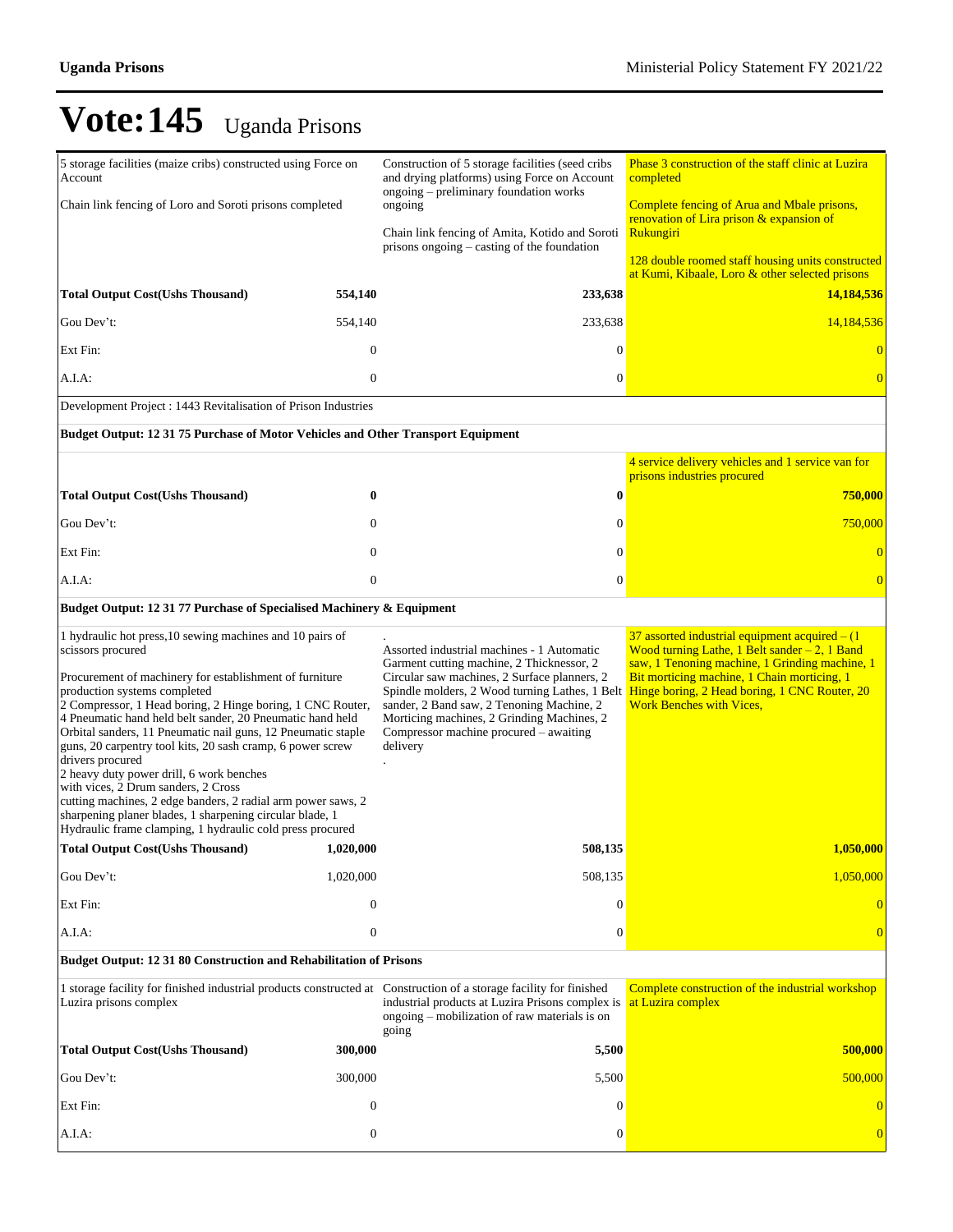# Vote:145 Uganda Prisons

| | | | |
|---|---|---|---|
| 5 storage facilities (maize cribs) constructed using Force on Account<br><br>Chain link fencing of Loro and Soroti prisons completed | | Construction of 5 storage facilities (seed cribs and drying platforms) using Force on Account ongoing – preliminary foundation works ongoing<br><br>Chain link fencing of Amita, Kotido and Soroti prisons ongoing – casting of the foundation | Phase 3 construction of the staff clinic at Luzira completed<br><br>Complete fencing of Arua and Mbale prisons, renovation of Lira prison & expansion of Rukungiri<br><br>128 double roomed staff housing units constructed at Kumi, Kibaale, Loro & other selected prisons |
| **Total Output Cost(Ushs Thousand)** | **554,140** | **233,638** | **14,184,536** |
| Gou Dev't: | 554,140 | 233,638 | 14,184,536 |
| Ext Fin: | 0 | 0 | 0 |
| A.I.A: | 0 | 0 | 0 |
| Development Project : 1443 Revitalisation of Prison Industries | | | |
| **Budget Output: 12 31 75 Purchase of Motor Vehicles and Other Transport Equipment** | | | |
| | | | 4 service delivery vehicles and 1 service van for prisons industries procured |
| **Total Output Cost(Ushs Thousand)** | **0** | **0** | **750,000** |
| Gou Dev't: | 0 | 0 | 750,000 |
| Ext Fin: | 0 | 0 | 0 |
| A.I.A: | 0 | 0 | 0 |
| **Budget Output: 12 31 77 Purchase of Specialised Machinery & Equipment** | | | |
| 1 hydraulic hot press,10 sewing machines and 10 pairs of scissors procured<br><br>Procurement of machinery for establishment of furniture production systems completed<br>2 Compressor, 1 Head boring, 2 Hinge boring, 1 CNC Router, 4 Pneumatic hand held belt sander, 20 Pneumatic hand held Orbital sanders, 11 Pneumatic nail guns, 12 Pneumatic staple guns, 20 carpentry tool kits, 20 sash cramp, 6 power screw drivers procured<br>2 heavy duty power drill, 6 work benches with vices, 2 Drum sanders, 2 Cross cutting machines, 2 edge banders, 2 radial arm power saws, 2 sharpening planer blades, 1 sharpening circular blade, 1 Hydraulic frame clamping, 1 hydraulic cold press procured | | .<br>Assorted industrial machines - 1 Automatic Garment cutting machine, 2 Thicknessor, 2 Circular saw machines, 2 Surface planers, 2 Spindle molders, 2 Wood turning Lathes, 1 Belt sander, 2 Band saw, 2 Tenoning Machine, 2 Morticing machines, 2 Grinding Machines, 2 Compressor machine procured – awaiting delivery<br>. | 37 assorted industrial equipment acquired – (1 Wood turning Lathe, 1 Belt sander – 2, 1 Band saw, 1 Tenoning machine, 1 Grinding machine, 1 Bit morticing machine, 1 Chain morticing, 1 Hinge boring, 2 Head boring, 1 CNC Router, 20 Work Benches with Vices, |
| **Total Output Cost(Ushs Thousand)** | **1,020,000** | **508,135** | **1,050,000** |
| Gou Dev't: | 1,020,000 | 508,135 | 1,050,000 |
| Ext Fin: | 0 | 0 | 0 |
| A.I.A: | 0 | 0 | 0 |
| **Budget Output: 12 31 80 Construction and Rehabilitation of Prisons** | | | |
| 1 storage facility for finished industrial products constructed at Luzira prisons complex | | Construction of a storage facility for finished industrial products at Luzira Prisons complex is ongoing – mobilization of raw materials is on going | Complete construction of the industrial workshop at Luzira complex |
| **Total Output Cost(Ushs Thousand)** | **300,000** | **5,500** | **500,000** |
| Gou Dev't: | 300,000 | 5,500 | 500,000 |
| Ext Fin: | 0 | 0 | 0 |
| A.I.A: | 0 | 0 | 0 |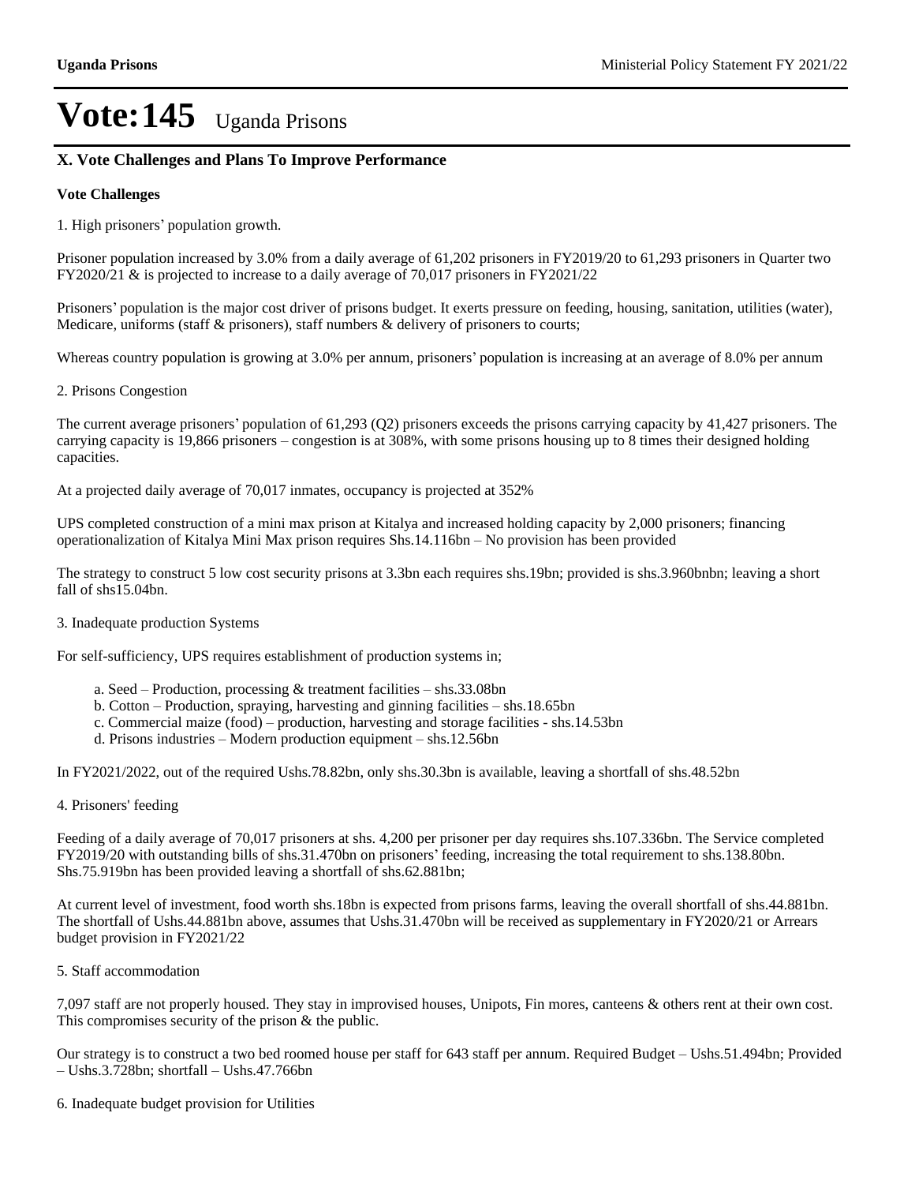# Vote:145 Uganda Prisons

## X. Vote Challenges and Plans To Improve Performance

### Vote Challenges

1. High prisoners' population growth.

Prisoner population increased by 3.0% from a daily average of 61,202 prisoners in FY2019/20 to 61,293 prisoners in Quarter two FY2020/21 & is projected to increase to a daily average of 70,017 prisoners in FY2021/22

Prisoners' population is the major cost driver of prisons budget. It exerts pressure on feeding, housing, sanitation, utilities (water), Medicare, uniforms (staff & prisoners), staff numbers & delivery of prisoners to courts;

Whereas country population is growing at 3.0% per annum, prisoners' population is increasing at an average of 8.0% per annum

2. Prisons Congestion

The current average prisoners' population of 61,293 (Q2) prisoners exceeds the prisons carrying capacity by 41,427 prisoners. The carrying capacity is 19,866 prisoners – congestion is at 308%, with some prisons housing up to 8 times their designed holding capacities.

At a projected daily average of 70,017 inmates, occupancy is projected at 352%

UPS completed construction of a mini max prison at Kitalya and increased holding capacity by 2,000 prisoners; financing operationalization of Kitalya Mini Max prison requires Shs.14.116bn – No provision has been provided

The strategy to construct 5 low cost security prisons at 3.3bn each requires shs.19bn; provided is shs.3.960bnbn; leaving a short fall of shs15.04bn.

3. Inadequate production Systems

For self-sufficiency, UPS requires establishment of production systems in;

a. Seed – Production, processing & treatment facilities – shs.33.08bn
b. Cotton – Production, spraying, harvesting and ginning facilities – shs.18.65bn
c. Commercial maize (food) – production, harvesting and storage facilities - shs.14.53bn
d. Prisons industries – Modern production equipment – shs.12.56bn

In FY2021/2022, out of the required Ushs.78.82bn, only shs.30.3bn is available, leaving a shortfall of shs.48.52bn

4. Prisoners' feeding

Feeding of a daily average of 70,017 prisoners at shs. 4,200 per prisoner per day requires shs.107.336bn. The Service completed FY2019/20 with outstanding bills of shs.31.470bn on prisoners' feeding, increasing the total requirement to shs.138.80bn. Shs.75.919bn has been provided leaving a shortfall of shs.62.881bn;

At current level of investment, food worth shs.18bn is expected from prisons farms, leaving the overall shortfall of shs.44.881bn. The shortfall of Ushs.44.881bn above, assumes that Ushs.31.470bn will be received as supplementary in FY2020/21 or Arrears budget provision in FY2021/22

5. Staff accommodation

7,097 staff are not properly housed. They stay in improvised houses, Unipots, Fin mores, canteens & others rent at their own cost. This compromises security of the prison & the public.

Our strategy is to construct a two bed roomed house per staff for 643 staff per annum. Required Budget – Ushs.51.494bn; Provided – Ushs.3.728bn; shortfall – Ushs.47.766bn

6. Inadequate budget provision for Utilities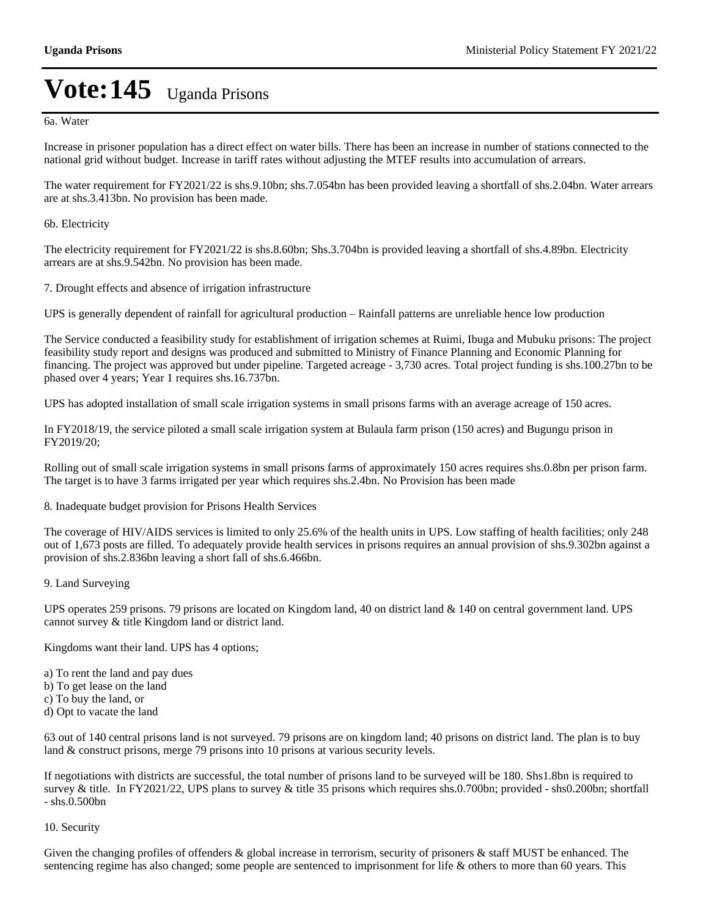# Vote:145 Uganda Prisons

6a. Water

Increase in prisoner population has a direct effect on water bills. There has been an increase in number of stations connected to the national grid without budget. Increase in tariff rates without adjusting the MTEF results into accumulation of arrears.

The water requirement for FY2021/22 is shs.9.10bn; shs.7.054bn has been provided leaving a shortfall of shs.2.04bn. Water arrears are at shs.3.413bn. No provision has been made.

6b. Electricity

The electricity requirement for FY2021/22 is shs.8.60bn; Shs.3.704bn is provided leaving a shortfall of shs.4.89bn. Electricity arrears are at shs.9.542bn. No provision has been made.

7. Drought effects and absence of irrigation infrastructure

UPS is generally dependent of rainfall for agricultural production – Rainfall patterns are unreliable hence low production

The Service conducted a feasibility study for establishment of irrigation schemes at Ruimi, Ibuga and Mubuku prisons: The project feasibility study report and designs was produced and submitted to Ministry of Finance Planning and Economic Planning for financing. The project was approved but under pipeline. Targeted acreage - 3,730 acres. Total project funding is shs.100.27bn to be phased over 4 years; Year 1 requires shs.16.737bn.

UPS has adopted installation of small scale irrigation systems in small prisons farms with an average acreage of 150 acres.

In FY2018/19, the service piloted a small scale irrigation system at Bulaula farm prison (150 acres) and Bugungu prison in FY2019/20;

Rolling out of small scale irrigation systems in small prisons farms of approximately 150 acres requires shs.0.8bn per prison farm. The target is to have 3 farms irrigated per year which requires shs.2.4bn. No Provision has been made

8. Inadequate budget provision for Prisons Health Services

The coverage of HIV/AIDS services is limited to only 25.6% of the health units in UPS. Low staffing of health facilities; only 248 out of 1,673 posts are filled. To adequately provide health services in prisons requires an annual provision of shs.9.302bn against a provision of shs.2.836bn leaving a short fall of shs.6.466bn.

9. Land Surveying

UPS operates 259 prisons. 79 prisons are located on Kingdom land, 40 on district land & 140 on central government land. UPS cannot survey & title Kingdom land or district land.

Kingdoms want their land. UPS has 4 options;

a) To rent the land and pay dues
b) To get lease on the land
c) To buy the land, or
d) Opt to vacate the land

63 out of 140 central prisons land is not surveyed. 79 prisons are on kingdom land; 40 prisons on district land. The plan is to buy land & construct prisons, merge 79 prisons into 10 prisons at various security levels.

If negotiations with districts are successful, the total number of prisons land to be surveyed will be 180. Shs1.8bn is required to survey & title. In FY2021/22, UPS plans to survey & title 35 prisons which requires shs.0.700bn; provided - shs0.200bn; shortfall - shs.0.500bn

10. Security

Given the changing profiles of offenders & global increase in terrorism, security of prisoners & staff MUST be enhanced. The sentencing regime has also changed; some people are sentenced to imprisonment for life & others to more than 60 years. This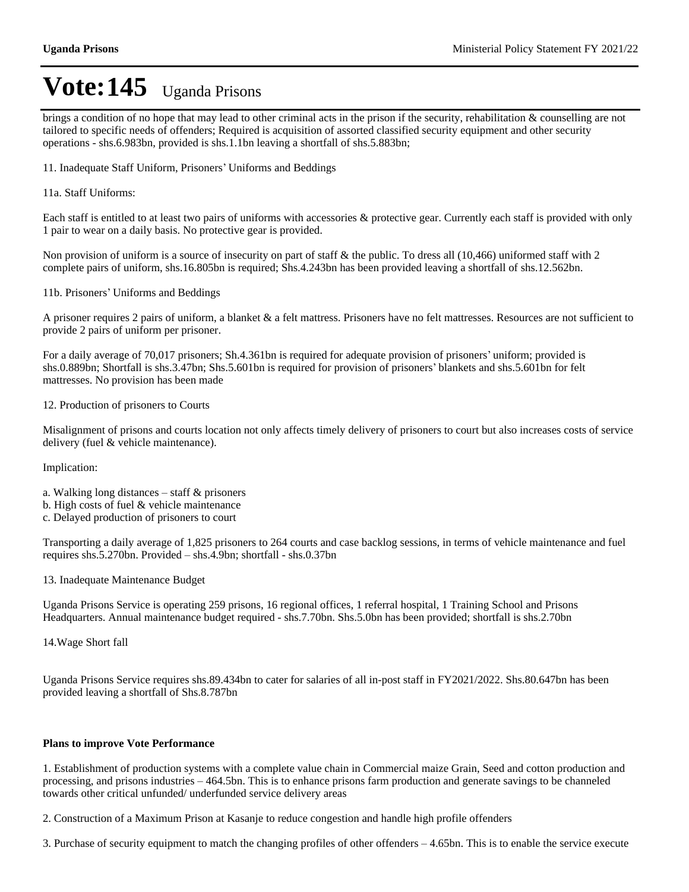# Vote:145 Uganda Prisons

brings a condition of no hope that may lead to other criminal acts in the prison if the security, rehabilitation & counselling are not tailored to specific needs of offenders; Required is acquisition of assorted classified security equipment and other security operations - shs.6.983bn, provided is shs.1.1bn leaving a shortfall of shs.5.883bn;

11. Inadequate Staff Uniform, Prisoners' Uniforms and Beddings

11a. Staff Uniforms:

Each staff is entitled to at least two pairs of uniforms with accessories & protective gear. Currently each staff is provided with only 1 pair to wear on a daily basis. No protective gear is provided.

Non provision of uniform is a source of insecurity on part of staff & the public. To dress all (10,466) uniformed staff with 2 complete pairs of uniform, shs.16.805bn is required; Shs.4.243bn has been provided leaving a shortfall of shs.12.562bn.

11b. Prisoners' Uniforms and Beddings

A prisoner requires 2 pairs of uniform, a blanket & a felt mattress. Prisoners have no felt mattresses. Resources are not sufficient to provide 2 pairs of uniform per prisoner.

For a daily average of 70,017 prisoners; Sh.4.361bn is required for adequate provision of prisoners' uniform; provided is shs.0.889bn; Shortfall is shs.3.47bn; Shs.5.601bn is required for provision of prisoners' blankets and shs.5.601bn for felt mattresses. No provision has been made

12. Production of prisoners to Courts

Misalignment of prisons and courts location not only affects timely delivery of prisoners to court but also increases costs of service delivery (fuel & vehicle maintenance).

Implication:

a. Walking long distances – staff & prisoners
b. High costs of fuel & vehicle maintenance
c. Delayed production of prisoners to court

Transporting a daily average of 1,825 prisoners to 264 courts and case backlog sessions, in terms of vehicle maintenance and fuel requires shs.5.270bn. Provided – shs.4.9bn; shortfall - shs.0.37bn

13. Inadequate Maintenance Budget

Uganda Prisons Service is operating 259 prisons, 16 regional offices, 1 referral hospital, 1 Training School and Prisons Headquarters. Annual maintenance budget required - shs.7.70bn. Shs.5.0bn has been provided; shortfall is shs.2.70bn

14.Wage Short fall

Uganda Prisons Service requires shs.89.434bn to cater for salaries of all in-post staff in FY2021/2022. Shs.80.647bn has been provided leaving a shortfall of Shs.8.787bn

**Plans to improve Vote Performance**

1. Establishment of production systems with a complete value chain in Commercial maize Grain, Seed and cotton production and processing, and prisons industries – 464.5bn. This is to enhance prisons farm production and generate savings to be channeled towards other critical unfunded/ underfunded service delivery areas

2. Construction of a Maximum Prison at Kasanje to reduce congestion and handle high profile offenders

3. Purchase of security equipment to match the changing profiles of other offenders – 4.65bn. This is to enable the service execute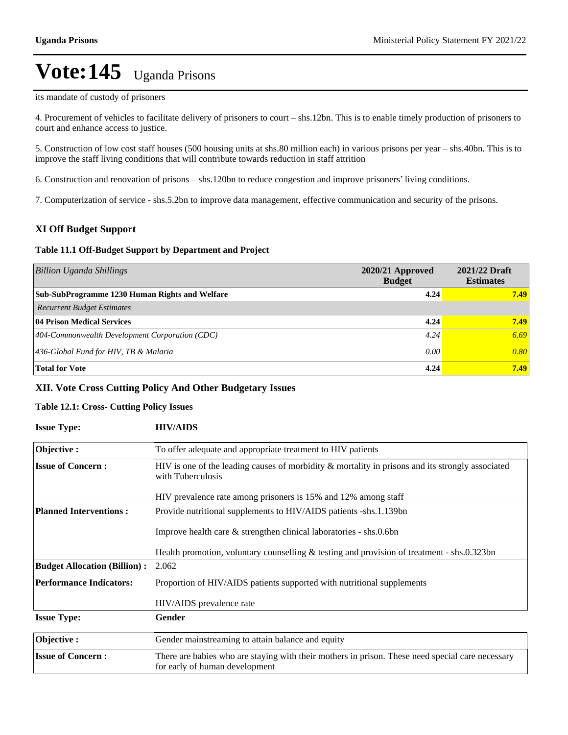# Vote:145 Uganda Prisons

its mandate of custody of prisoners

4. Procurement of vehicles to facilitate delivery of prisoners to court – shs.12bn. This is to enable timely production of prisoners to court and enhance access to justice.

5. Construction of low cost staff houses (500 housing units at shs.80 million each) in various prisons per year – shs.40bn. This is to improve the staff living conditions that will contribute towards reduction in staff attrition

6. Construction and renovation of prisons – shs.120bn to reduce congestion and improve prisoners' living conditions.

7. Computerization of service - shs.5.2bn to improve data management, effective communication and security of the prisons.

## XI Off Budget Support

### Table 11.1 Off-Budget Support by Department and Project

| *Billion Uganda Shillings* | 2020/21 Approved Budget | 2021/22 Draft Estimates |
|---|---|---|
| **Sub-SubProgramme 1230 Human Rights and Welfare** | **4.24** | **7.49** |
| *Recurrent Budget Estimates* | | |
| **04 Prison Medical Services** | **4.24** | **7.49** |
| *404-Commonwealth Development Corporation (CDC)* | *4.24* | *6.69* |
| *436-Global Fund for HIV, TB & Malaria* | *0.00* | *0.80* |
| **Total for Vote** | **4.24** | **7.49** |

## XII. Vote Cross Cutting Policy And Other Budgetary Issues

### Table 12.1: Cross- Cutting Policy Issues

**Issue Type:** **HIV/AIDS**

| | |
|---|---|
| **Objective :** | To offer adequate and appropriate treatment to HIV patients |
| **Issue of Concern :** | HIV is one of the leading causes of morbidity & mortality in prisons and its strongly associated with Tuberculosis<br><br>HIV prevalence rate among prisoners is 15% and 12% among staff |
| **Planned Interventions :** | Provide nutritional supplements to HIV/AIDS patients -shs.1.139bn<br><br>Improve health care & strengthen clinical laboratories - shs.0.6bn<br><br>Health promotion, voluntary counselling & testing and provision of treatment - shs.0.323bn |
| **Budget Allocation (Billion) :** | 2.062 |
| **Performance Indicators:** | Proportion of HIV/AIDS patients supported with nutritional supplements<br><br>HIV/AIDS prevalence rate |

**Issue Type:** **Gender**

| | |
|---|---|
| **Objective :** | Gender mainstreaming to attain balance and equity |
| **Issue of Concern :** | There are babies who are staying with their mothers in prison. These need special care necessary for early of human development |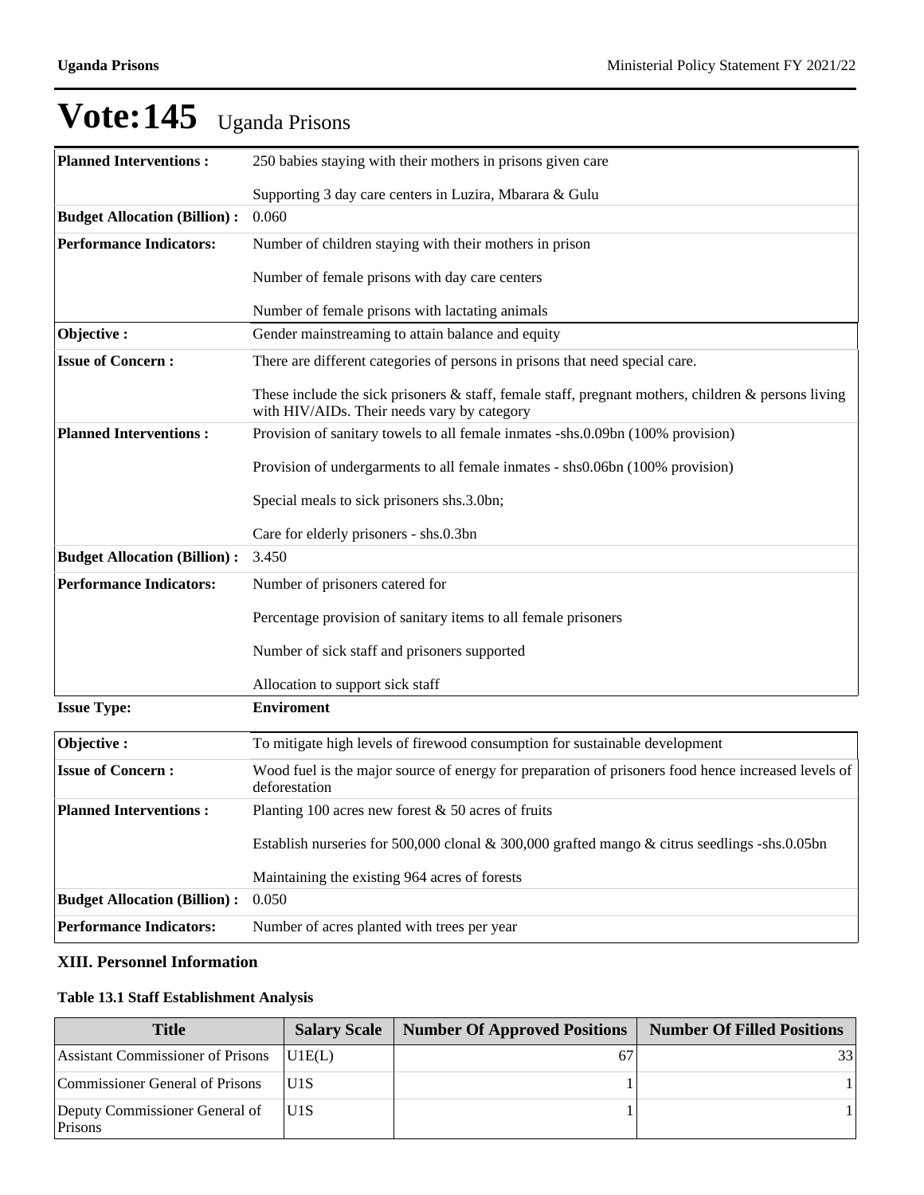# Vote:145 Uganda Prisons

| | |
|---|---|
| **Planned Interventions :** | 250 babies staying with their mothers in prisons given care<br><br>Supporting 3 day care centers in Luzira, Mbarara & Gulu |
| **Budget Allocation (Billion) :** | 0.060 |
| **Performance Indicators:** | Number of children staying with their mothers in prison<br><br>Number of female prisons with day care centers<br><br>Number of female prisons with lactating animals |
| **Objective :** | Gender mainstreaming to attain balance and equity |
| **Issue of Concern :** | There are different categories of persons in prisons that need special care.<br><br>These include the sick prisoners & staff, female staff, pregnant mothers, children & persons living with HIV/AIDs. Their needs vary by category |
| **Planned Interventions :** | Provision of sanitary towels to all female inmates -shs.0.09bn (100% provision)<br><br>Provision of undergarments to all female inmates - shs0.06bn (100% provision)<br><br>Special meals to sick prisoners shs.3.0bn;<br><br>Care for elderly prisoners - shs.0.3bn |
| **Budget Allocation (Billion) :** | 3.450 |
| **Performance Indicators:** | Number of prisoners catered for<br><br>Percentage provision of sanitary items to all female prisoners<br><br>Number of sick staff and prisoners supported<br><br>Allocation to support sick staff |

**Issue Type:** **Enviroment**

| | |
|---|---|
| **Objective :** | To mitigate high levels of firewood consumption for sustainable development |
| **Issue of Concern :** | Wood fuel is the major source of energy for preparation of prisoners food hence increased levels of deforestation |
| **Planned Interventions :** | Planting 100 acres new forest & 50 acres of fruits<br><br>Establish nurseries for 500,000 clonal & 300,000 grafted mango & citrus seedlings -shs.0.05bn<br><br>Maintaining the existing 964 acres of forests |
| **Budget Allocation (Billion) :** | 0.050 |
| **Performance Indicators:** | Number of acres planted with trees per year |

## XIII. Personnel Information

### Table 13.1 Staff Establishment Analysis

| Title | Salary Scale | Number Of Approved Positions | Number Of Filled Positions |
|---|---|---|---|
| Assistant Commissioner of Prisons | U1E(L) | 67 | 33 |
| Commissioner General of Prisons | U1S | 1 | 1 |
| Deputy Commissioner General of Prisons | U1S | 1 | 1 |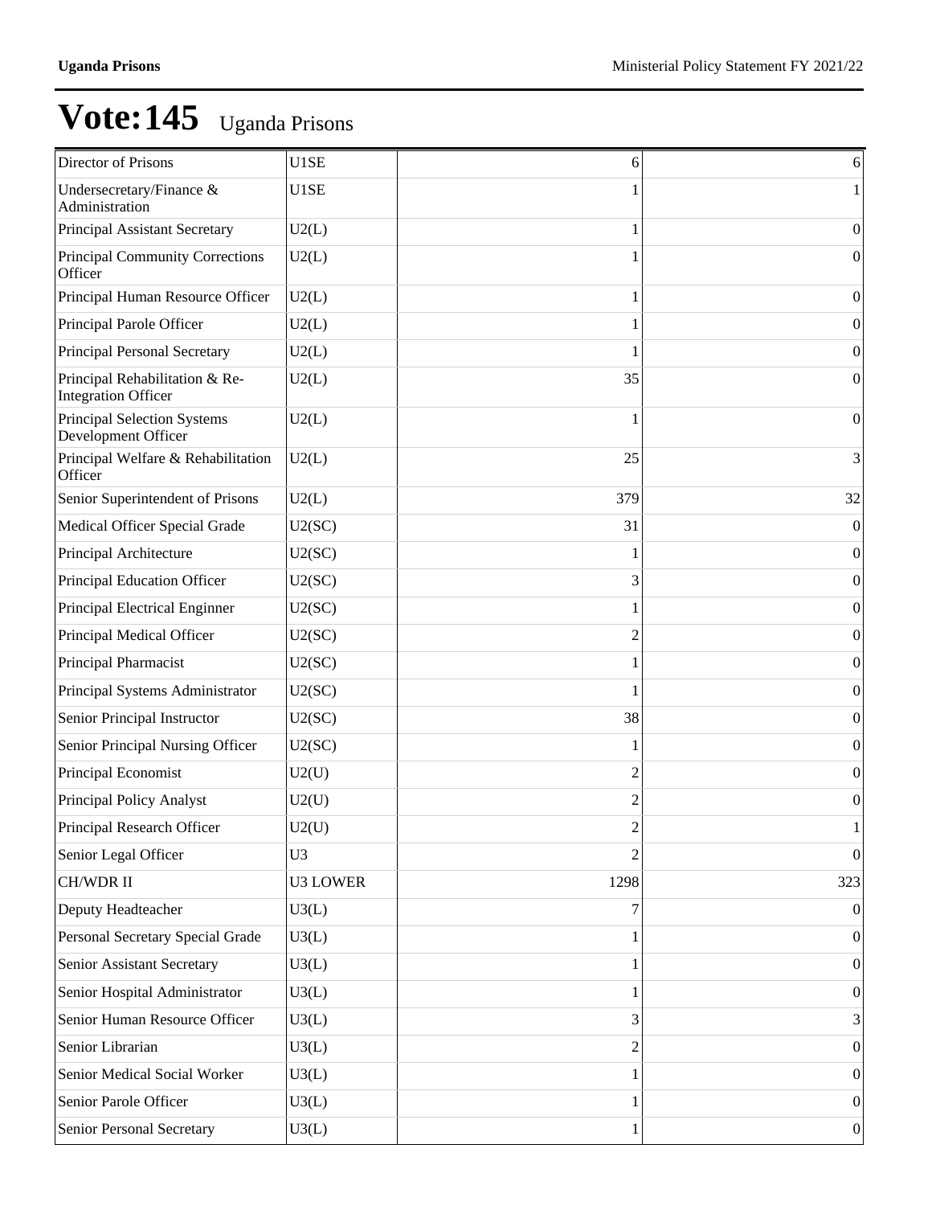# Vote:145 Uganda Prisons

| | | | |
|---|---|---|---|
| Director of Prisons | U1SE | 6 | 6 |
| Undersecretary/Finance & Administration | U1SE | 1 | 1 |
| Principal Assistant Secretary | U2(L) | 1 | 0 |
| Principal Community Corrections Officer | U2(L) | 1 | 0 |
| Principal Human Resource Officer | U2(L) | 1 | 0 |
| Principal Parole Officer | U2(L) | 1 | 0 |
| Principal Personal Secretary | U2(L) | 1 | 0 |
| Principal Rehabilitation & Re-Integration Officer | U2(L) | 35 | 0 |
| Principal Selection Systems Development Officer | U2(L) | 1 | 0 |
| Principal Welfare & Rehabilitation Officer | U2(L) | 25 | 3 |
| Senior Superintendent of Prisons | U2(L) | 379 | 32 |
| Medical Officer Special Grade | U2(SC) | 31 | 0 |
| Principal Architecture | U2(SC) | 1 | 0 |
| Principal Education Officer | U2(SC) | 3 | 0 |
| Principal Electrical Enginner | U2(SC) | 1 | 0 |
| Principal Medical Officer | U2(SC) | 2 | 0 |
| Principal Pharmacist | U2(SC) | 1 | 0 |
| Principal Systems Administrator | U2(SC) | 1 | 0 |
| Senior Principal Instructor | U2(SC) | 38 | 0 |
| Senior Principal Nursing Officer | U2(SC) | 1 | 0 |
| Principal Economist | U2(U) | 2 | 0 |
| Principal Policy Analyst | U2(U) | 2 | 0 |
| Principal Research Officer | U2(U) | 2 | 1 |
| Senior Legal Officer | U3 | 2 | 0 |
| CH/WDR II | U3 LOWER | 1298 | 323 |
| Deputy Headteacher | U3(L) | 7 | 0 |
| Personal Secretary Special Grade | U3(L) | 1 | 0 |
| Senior Assistant Secretary | U3(L) | 1 | 0 |
| Senior Hospital Administrator | U3(L) | 1 | 0 |
| Senior Human Resource Officer | U3(L) | 3 | 3 |
| Senior Librarian | U3(L) | 2 | 0 |
| Senior Medical Social Worker | U3(L) | 1 | 0 |
| Senior Parole Officer | U3(L) | 1 | 0 |
| Senior Personal Secretary | U3(L) | 1 | 0 |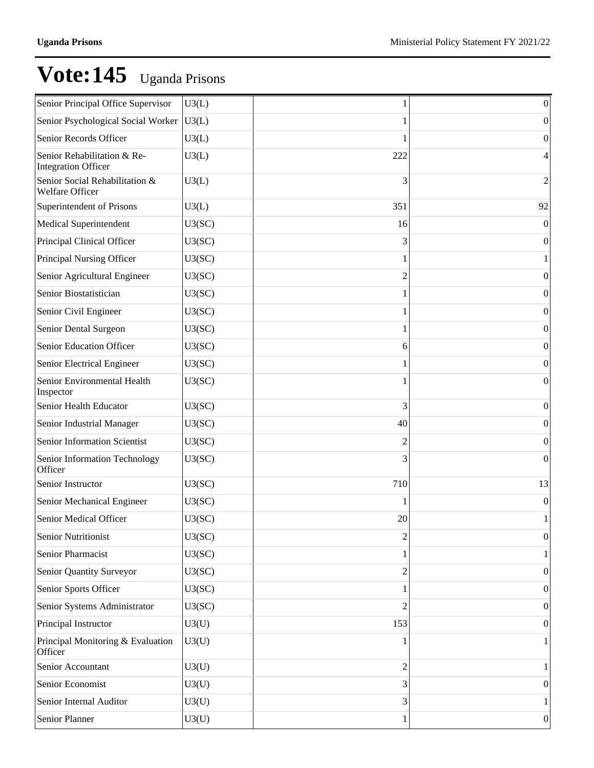# Vote:145 Uganda Prisons

| | | | |
|---|---|---|---|
| Senior Principal Office Supervisor | U3(L) | 1 | 0 |
| Senior Psychological Social Worker | U3(L) | 1 | 0 |
| Senior Records Officer | U3(L) | 1 | 0 |
| Senior Rehabilitation & Re-Integration Officer | U3(L) | 222 | 4 |
| Senior Social Rehabilitation & Welfare Officer | U3(L) | 3 | 2 |
| Superintendent of Prisons | U3(L) | 351 | 92 |
| Medical Superintendent | U3(SC) | 16 | 0 |
| Principal Clinical Officer | U3(SC) | 3 | 0 |
| Principal Nursing Officer | U3(SC) | 1 | 1 |
| Senior Agricultural Engineer | U3(SC) | 2 | 0 |
| Senior Biostatistician | U3(SC) | 1 | 0 |
| Senior Civil Engineer | U3(SC) | 1 | 0 |
| Senior Dental Surgeon | U3(SC) | 1 | 0 |
| Senior Education Officer | U3(SC) | 6 | 0 |
| Senior Electrical Engineer | U3(SC) | 1 | 0 |
| Senior Environmental Health Inspector | U3(SC) | 1 | 0 |
| Senior Health Educator | U3(SC) | 3 | 0 |
| Senior Industrial Manager | U3(SC) | 40 | 0 |
| Senior Information Scientist | U3(SC) | 2 | 0 |
| Senior Information Technology Officer | U3(SC) | 3 | 0 |
| Senior Instructor | U3(SC) | 710 | 13 |
| Senior Mechanical Engineer | U3(SC) | 1 | 0 |
| Senior Medical Officer | U3(SC) | 20 | 1 |
| Senior Nutritionist | U3(SC) | 2 | 0 |
| Senior Pharmacist | U3(SC) | 1 | 1 |
| Senior Quantity Surveyor | U3(SC) | 2 | 0 |
| Senior Sports Officer | U3(SC) | 1 | 0 |
| Senior Systems Administrator | U3(SC) | 2 | 0 |
| Principal Instructor | U3(U) | 153 | 0 |
| Principal Monitoring & Evaluation Officer | U3(U) | 1 | 1 |
| Senior Accountant | U3(U) | 2 | 1 |
| Senior Economist | U3(U) | 3 | 0 |
| Senior Internal Auditor | U3(U) | 3 | 1 |
| Senior Planner | U3(U) | 1 | 0 |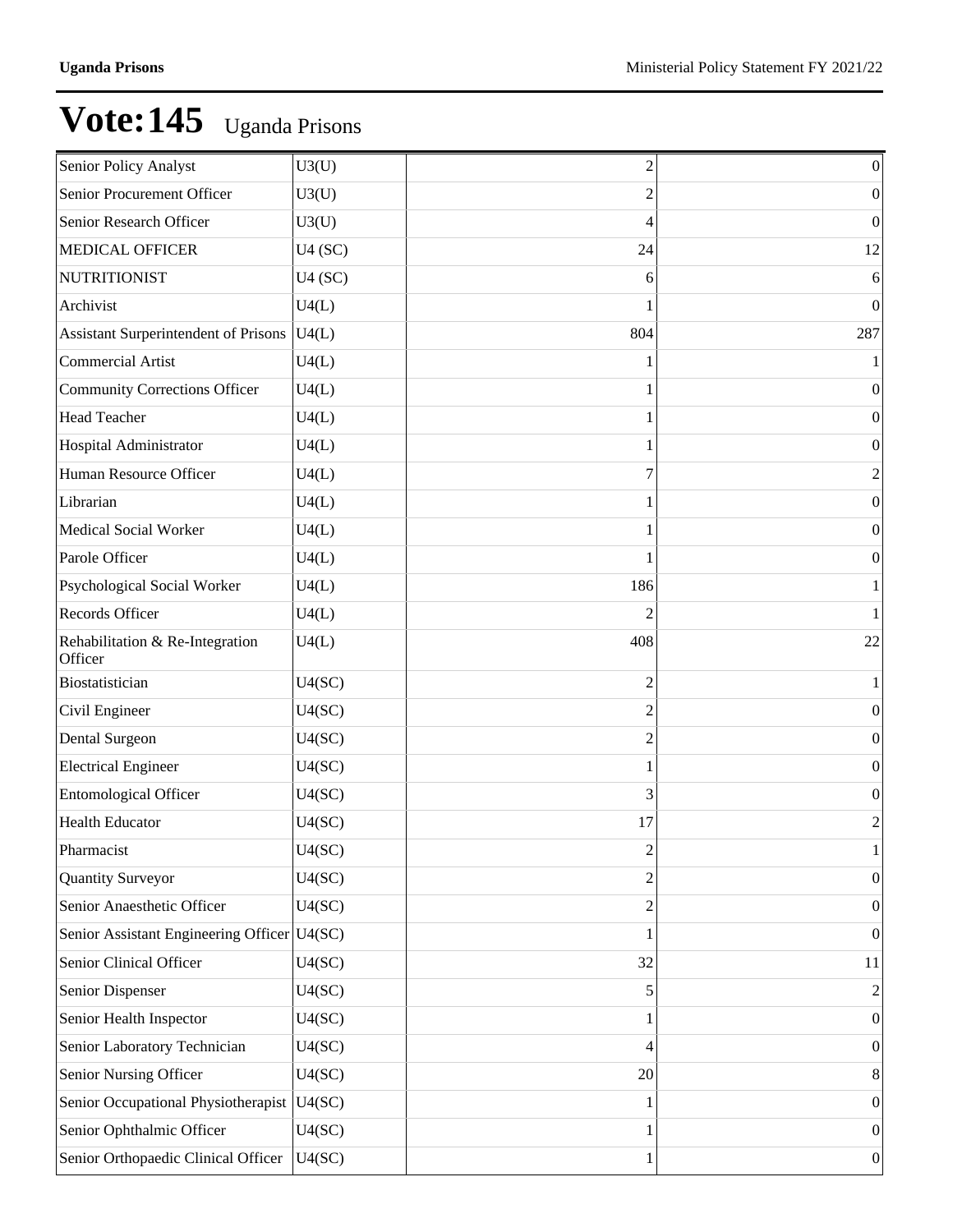# Vote:145 Uganda Prisons

| | | | |
|---|---|---|---|
| Senior Policy Analyst | U3(U) | 2 | 0 |
| Senior Procurement Officer | U3(U) | 2 | 0 |
| Senior Research Officer | U3(U) | 4 | 0 |
| MEDICAL OFFICER | U4 (SC) | 24 | 12 |
| NUTRITIONIST | U4 (SC) | 6 | 6 |
| Archivist | U4(L) | 1 | 0 |
| Assistant Surperintendent of Prisons | U4(L) | 804 | 287 |
| Commercial Artist | U4(L) | 1 | 1 |
| Community Corrections Officer | U4(L) | 1 | 0 |
| Head Teacher | U4(L) | 1 | 0 |
| Hospital Administrator | U4(L) | 1 | 0 |
| Human Resource Officer | U4(L) | 7 | 2 |
| Librarian | U4(L) | 1 | 0 |
| Medical Social Worker | U4(L) | 1 | 0 |
| Parole Officer | U4(L) | 1 | 0 |
| Psychological Social Worker | U4(L) | 186 | 1 |
| Records Officer | U4(L) | 2 | 1 |
| Rehabilitation & Re-Integration Officer | U4(L) | 408 | 22 |
| Biostatistician | U4(SC) | 2 | 1 |
| Civil Engineer | U4(SC) | 2 | 0 |
| Dental Surgeon | U4(SC) | 2 | 0 |
| Electrical Engineer | U4(SC) | 1 | 0 |
| Entomological Officer | U4(SC) | 3 | 0 |
| Health Educator | U4(SC) | 17 | 2 |
| Pharmacist | U4(SC) | 2 | 1 |
| Quantity Surveyor | U4(SC) | 2 | 0 |
| Senior Anaesthetic Officer | U4(SC) | 2 | 0 |
| Senior Assistant Engineering Officer | U4(SC) | 1 | 0 |
| Senior Clinical Officer | U4(SC) | 32 | 11 |
| Senior Dispenser | U4(SC) | 5 | 2 |
| Senior Health Inspector | U4(SC) | 1 | 0 |
| Senior Laboratory Technician | U4(SC) | 4 | 0 |
| Senior Nursing Officer | U4(SC) | 20 | 8 |
| Senior Occupational Physiotherapist | U4(SC) | 1 | 0 |
| Senior Ophthalmic Officer | U4(SC) | 1 | 0 |
| Senior Orthopaedic Clinical Officer | U4(SC) | 1 | 0 |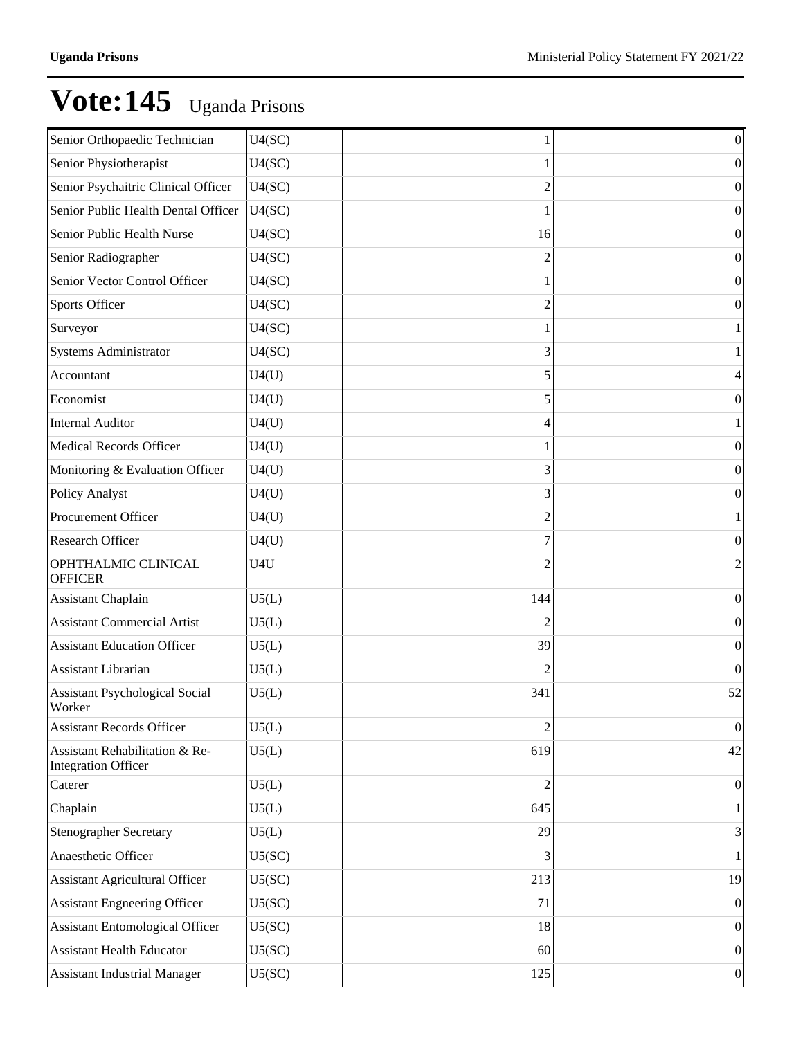# Vote:145 Uganda Prisons

| | | | |
|---|---|---|---|
| Senior Orthopaedic Technician | U4(SC) | 1 | 0 |
| Senior Physiotherapist | U4(SC) | 1 | 0 |
| Senior Psychaitric Clinical Officer | U4(SC) | 2 | 0 |
| Senior Public Health Dental Officer | U4(SC) | 1 | 0 |
| Senior Public Health Nurse | U4(SC) | 16 | 0 |
| Senior Radiographer | U4(SC) | 2 | 0 |
| Senior Vector Control Officer | U4(SC) | 1 | 0 |
| Sports Officer | U4(SC) | 2 | 0 |
| Surveyor | U4(SC) | 1 | 1 |
| Systems Administrator | U4(SC) | 3 | 1 |
| Accountant | U4(U) | 5 | 4 |
| Economist | U4(U) | 5 | 0 |
| Internal Auditor | U4(U) | 4 | 1 |
| Medical Records Officer | U4(U) | 1 | 0 |
| Monitoring & Evaluation Officer | U4(U) | 3 | 0 |
| Policy Analyst | U4(U) | 3 | 0 |
| Procurement Officer | U4(U) | 2 | 1 |
| Research Officer | U4(U) | 7 | 0 |
| OPHTHALMIC CLINICAL OFFICER | U4U | 2 | 2 |
| Assistant Chaplain | U5(L) | 144 | 0 |
| Assistant Commercial Artist | U5(L) | 2 | 0 |
| Assistant Education Officer | U5(L) | 39 | 0 |
| Assistant Librarian | U5(L) | 2 | 0 |
| Assistant Psychological Social Worker | U5(L) | 341 | 52 |
| Assistant Records Officer | U5(L) | 2 | 0 |
| Assistant Rehabilitation & Re-Integration Officer | U5(L) | 619 | 42 |
| Caterer | U5(L) | 2 | 0 |
| Chaplain | U5(L) | 645 | 1 |
| Stenographer Secretary | U5(L) | 29 | 3 |
| Anaesthetic Officer | U5(SC) | 3 | 1 |
| Assistant Agricultural Officer | U5(SC) | 213 | 19 |
| Assistant Engneering Officer | U5(SC) | 71 | 0 |
| Assistant Entomological Officer | U5(SC) | 18 | 0 |
| Assistant Health Educator | U5(SC) | 60 | 0 |
| Assistant Industrial Manager | U5(SC) | 125 | 0 |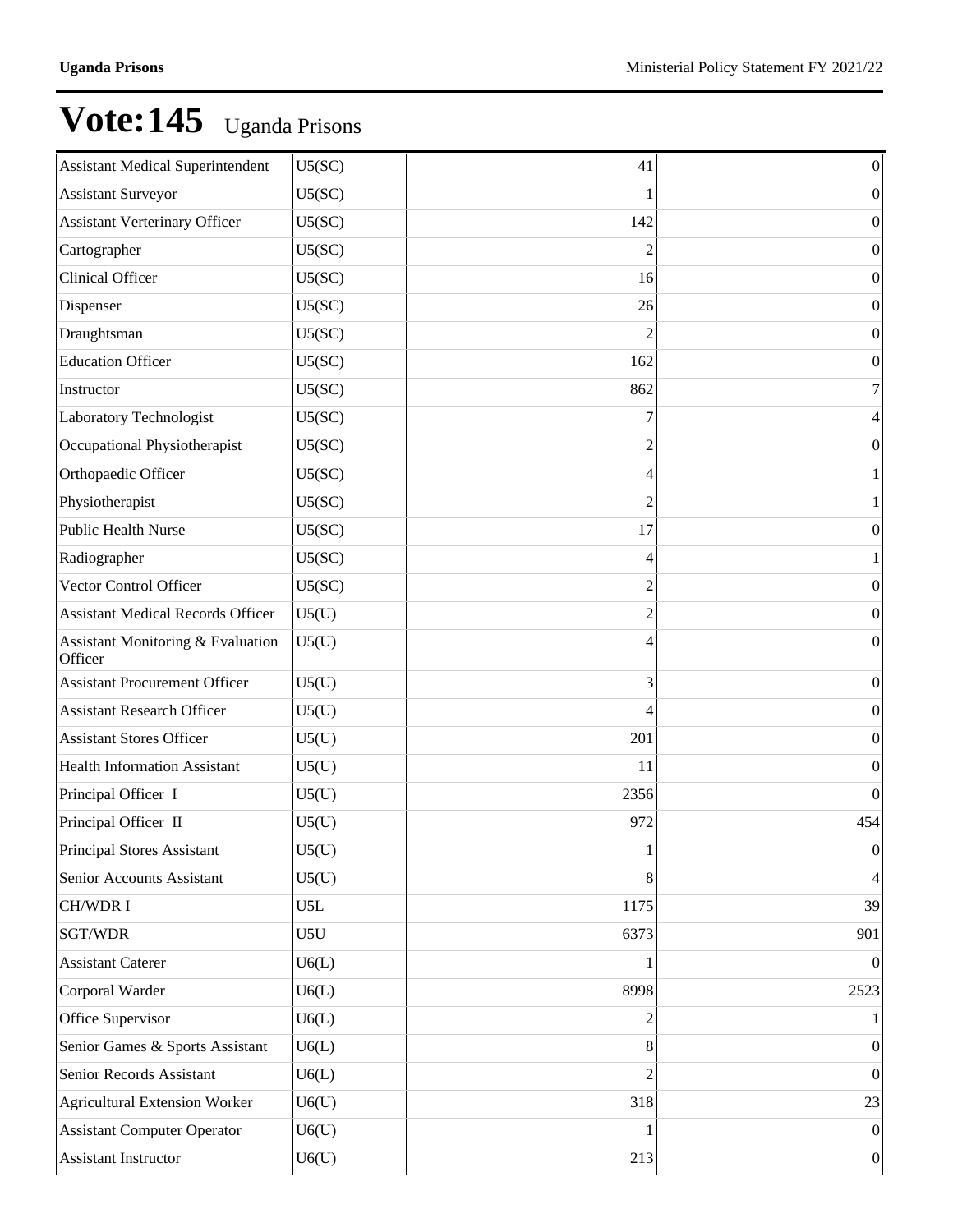# Vote:145 Uganda Prisons

| | | | |
|---|---|---|---|
| Assistant Medical Superintendent | U5(SC) | 41 | 0 |
| Assistant Surveyor | U5(SC) | 1 | 0 |
| Assistant Verterinary Officer | U5(SC) | 142 | 0 |
| Cartographer | U5(SC) | 2 | 0 |
| Clinical Officer | U5(SC) | 16 | 0 |
| Dispenser | U5(SC) | 26 | 0 |
| Draughtsman | U5(SC) | 2 | 0 |
| Education Officer | U5(SC) | 162 | 0 |
| Instructor | U5(SC) | 862 | 7 |
| Laboratory Technologist | U5(SC) | 7 | 4 |
| Occupational Physiotherapist | U5(SC) | 2 | 0 |
| Orthopaedic Officer | U5(SC) | 4 | 1 |
| Physiotherapist | U5(SC) | 2 | 1 |
| Public Health Nurse | U5(SC) | 17 | 0 |
| Radiographer | U5(SC) | 4 | 1 |
| Vector Control Officer | U5(SC) | 2 | 0 |
| Assistant Medical Records Officer | U5(U) | 2 | 0 |
| Assistant Monitoring & Evaluation Officer | U5(U) | 4 | 0 |
| Assistant Procurement Officer | U5(U) | 3 | 0 |
| Assistant Research Officer | U5(U) | 4 | 0 |
| Assistant Stores Officer | U5(U) | 201 | 0 |
| Health Information Assistant | U5(U) | 11 | 0 |
| Principal Officer I | U5(U) | 2356 | 0 |
| Principal Officer II | U5(U) | 972 | 454 |
| Principal Stores Assistant | U5(U) | 1 | 0 |
| Senior Accounts Assistant | U5(U) | 8 | 4 |
| CH/WDR I | U5L | 1175 | 39 |
| SGT/WDR | U5U | 6373 | 901 |
| Assistant Caterer | U6(L) | 1 | 0 |
| Corporal Warder | U6(L) | 8998 | 2523 |
| Office Supervisor | U6(L) | 2 | 1 |
| Senior Games & Sports Assistant | U6(L) | 8 | 0 |
| Senior Records Assistant | U6(L) | 2 | 0 |
| Agricultural Extension Worker | U6(U) | 318 | 23 |
| Assistant Computer Operator | U6(U) | 1 | 0 |
| Assistant Instructor | U6(U) | 213 | 0 |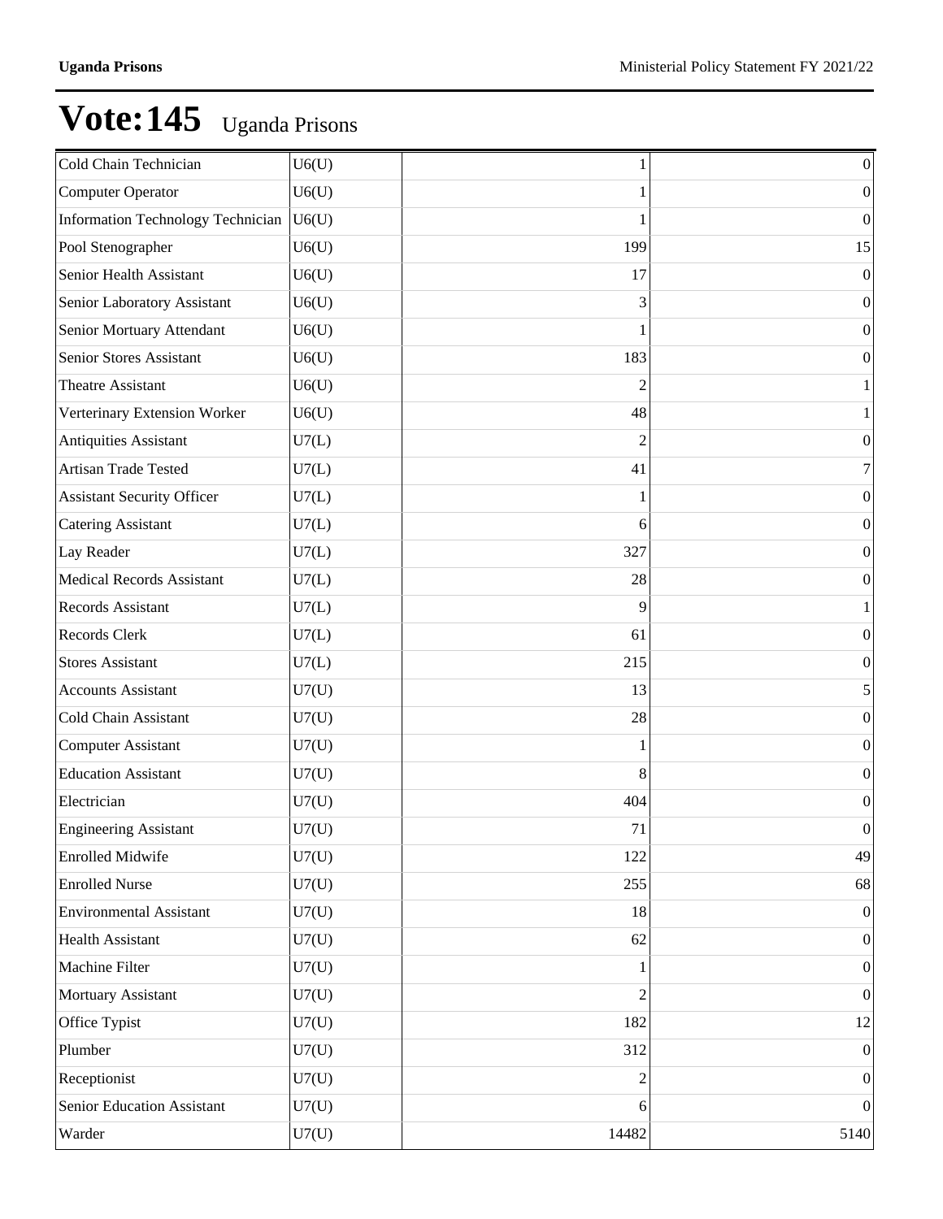# Vote:145 Uganda Prisons

| | | | |
|---|---|---|---|
| Cold Chain Technician | U6(U) | 1 | 0 |
| Computer Operator | U6(U) | 1 | 0 |
| Information Technology Technician | U6(U) | 1 | 0 |
| Pool Stenographer | U6(U) | 199 | 15 |
| Senior Health Assistant | U6(U) | 17 | 0 |
| Senior Laboratory Assistant | U6(U) | 3 | 0 |
| Senior Mortuary Attendant | U6(U) | 1 | 0 |
| Senior Stores Assistant | U6(U) | 183 | 0 |
| Theatre Assistant | U6(U) | 2 | 1 |
| Verterinary Extension Worker | U6(U) | 48 | 1 |
| Antiquities Assistant | U7(L) | 2 | 0 |
| Artisan Trade Tested | U7(L) | 41 | 7 |
| Assistant Security Officer | U7(L) | 1 | 0 |
| Catering Assistant | U7(L) | 6 | 0 |
| Lay Reader | U7(L) | 327 | 0 |
| Medical Records Assistant | U7(L) | 28 | 0 |
| Records Assistant | U7(L) | 9 | 1 |
| Records Clerk | U7(L) | 61 | 0 |
| Stores Assistant | U7(L) | 215 | 0 |
| Accounts Assistant | U7(U) | 13 | 5 |
| Cold Chain Assistant | U7(U) | 28 | 0 |
| Computer Assistant | U7(U) | 1 | 0 |
| Education Assistant | U7(U) | 8 | 0 |
| Electrician | U7(U) | 404 | 0 |
| Engineering Assistant | U7(U) | 71 | 0 |
| Enrolled Midwife | U7(U) | 122 | 49 |
| Enrolled Nurse | U7(U) | 255 | 68 |
| Environmental Assistant | U7(U) | 18 | 0 |
| Health Assistant | U7(U) | 62 | 0 |
| Machine Filter | U7(U) | 1 | 0 |
| Mortuary Assistant | U7(U) | 2 | 0 |
| Office Typist | U7(U) | 182 | 12 |
| Plumber | U7(U) | 312 | 0 |
| Receptionist | U7(U) | 2 | 0 |
| Senior Education Assistant | U7(U) | 6 | 0 |
| Warder | U7(U) | 14482 | 5140 |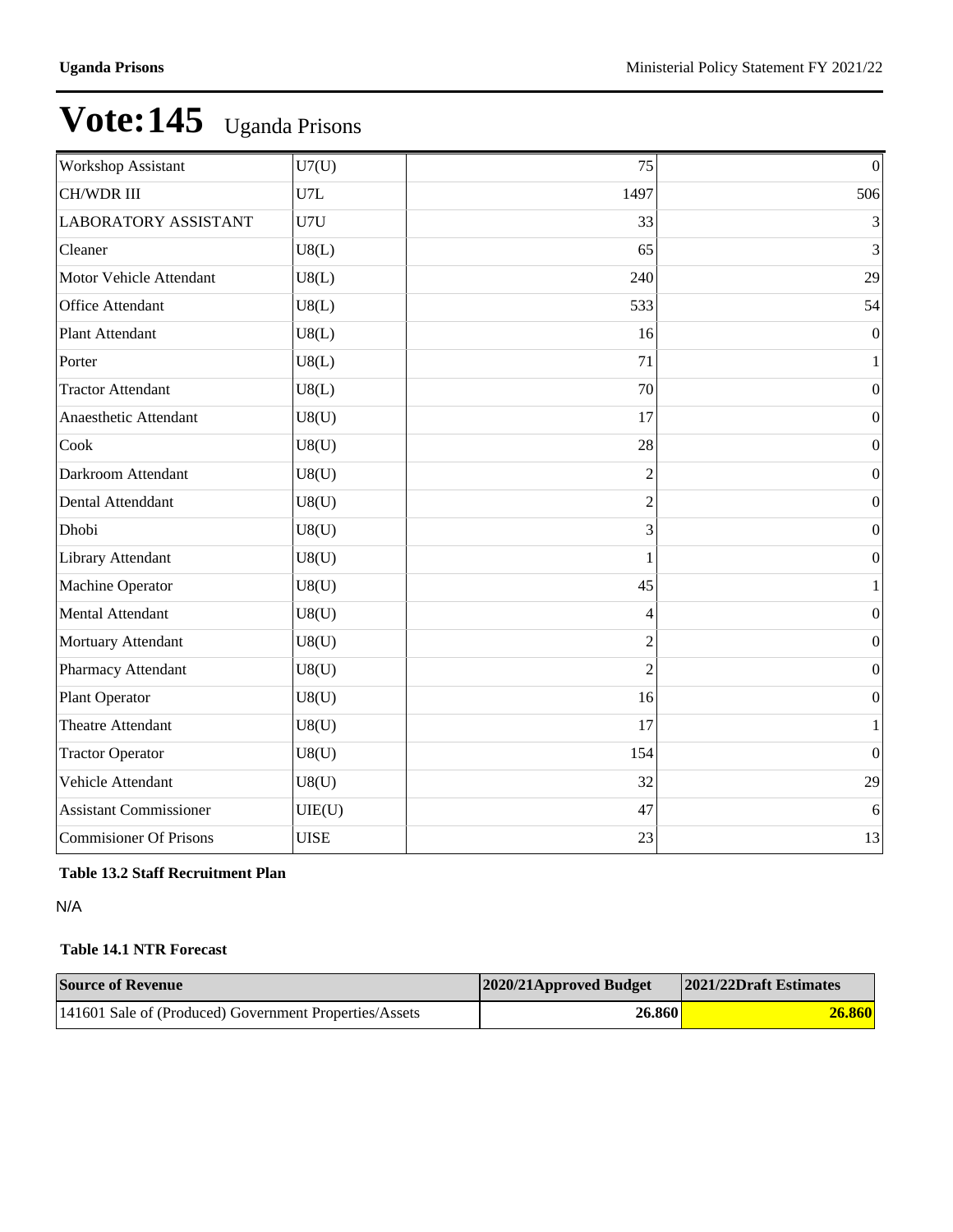# Vote:145 Uganda Prisons

| | | | |
|---|---|---|---|
| Workshop Assistant | U7(U) | 75 | 0 |
| CH/WDR III | U7L | 1497 | 506 |
| LABORATORY ASSISTANT | U7U | 33 | 3 |
| Cleaner | U8(L) | 65 | 3 |
| Motor Vehicle Attendant | U8(L) | 240 | 29 |
| Office Attendant | U8(L) | 533 | 54 |
| Plant Attendant | U8(L) | 16 | 0 |
| Porter | U8(L) | 71 | 1 |
| Tractor Attendant | U8(L) | 70 | 0 |
| Anaesthetic Attendant | U8(U) | 17 | 0 |
| Cook | U8(U) | 28 | 0 |
| Darkroom Attendant | U8(U) | 2 | 0 |
| Dental Attenddant | U8(U) | 2 | 0 |
| Dhobi | U8(U) | 3 | 0 |
| Library Attendant | U8(U) | 1 | 0 |
| Machine Operator | U8(U) | 45 | 1 |
| Mental Attendant | U8(U) | 4 | 0 |
| Mortuary Attendant | U8(U) | 2 | 0 |
| Pharmacy Attendant | U8(U) | 2 | 0 |
| Plant Operator | U8(U) | 16 | 0 |
| Theatre Attendant | U8(U) | 17 | 1 |
| Tractor Operator | U8(U) | 154 | 0 |
| Vehicle Attendant | U8(U) | 32 | 29 |
| Assistant Commissioner | UIE(U) | 47 | 6 |
| Commisioner Of Prisons | UISE | 23 | 13 |

**Table 13.2 Staff Recruitment Plan**

N/A

**Table 14.1 NTR Forecast**

| Source of Revenue | 2020/21Approved Budget | 2021/22Draft Estimates |
|---|---|---|
| 141601 Sale of (Produced) Government Properties/Assets | **26.860** | **26.860** |